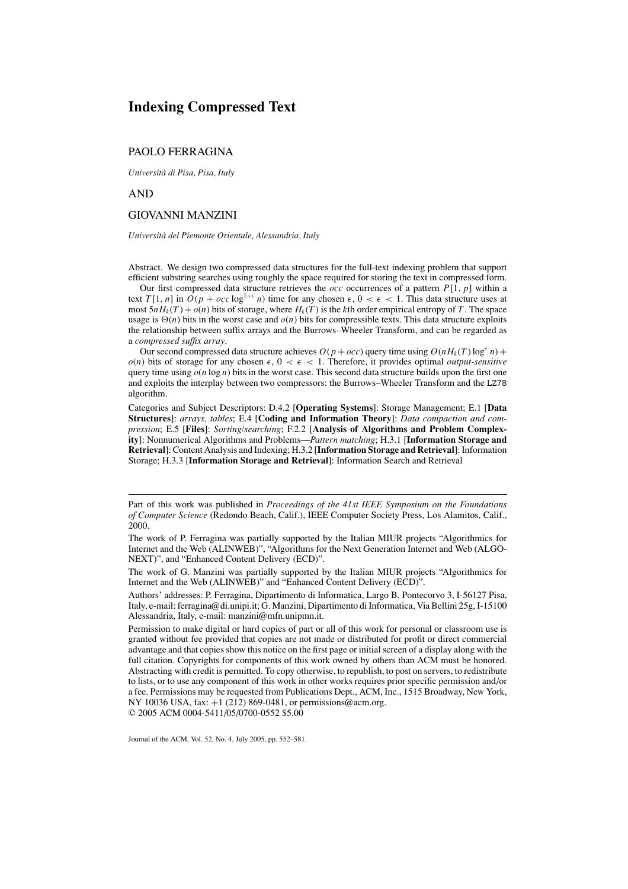# Indexing Compressed Text

PAOLO FERRAGINA

*Università di Pisa, Pisa, Italy*

AND

GIOVANNI MANZINI

*Università del Piemonte Orientale, Alessandria, Italy*

Abstract. We design two compressed data structures for the full-text indexing problem that support efficient substring searches using roughly the space required for storing the text in compressed form.

Our first compressed data structure retrieves the *occ* occurrences of a pattern $P[1, p]$ within a text $T[1, n]$ in $O(p + occ \log^{1+\epsilon} n)$ time for any chosen $\epsilon$, $0 < \epsilon < 1$. This data structure uses at most $5nH_k(T) + o(n)$ bits of storage, where $H_k(T)$ is the $k$th order empirical entropy of $T$. The space usage is $\Theta(n)$ bits in the worst case and $o(n)$ bits for compressible texts. This data structure exploits the relationship between suffix arrays and the Burrows–Wheeler Transform, and can be regarded as a *compressed suffix array*.

Our second compressed data structure achieves $O(p + occ)$ query time using $O(nH_k(T) \log^{\epsilon} n) + o(n)$ bits of storage for any chosen $\epsilon$, $0 < \epsilon < 1$. Therefore, it provides optimal *output-sensitive* query time using $o(n \log n)$ bits in the worst case. This second data structure builds upon the first one and exploits the interplay between two compressors: the Burrows–Wheeler Transform and the LZ78 algorithm.

Categories and Subject Descriptors: D.4.2 [**Operating Systems**]: Storage Management; E.1 [**Data Structures**]: *arrays, tables*; E.4 [**Coding and Information Theory**]: *Data compaction and compression*; E.5 [**Files**]: *Sorting/searching*; F.2.2 [**Analysis of Algorithms and Problem Complexity**]: Nonnumerical Algorithms and Problems—*Pattern matching*; H.3.1 [**Information Storage and Retrieval**]: Content Analysis and Indexing; H.3.2 [**Information Storage and Retrieval**]: Information Storage; H.3.3 [**Information Storage and Retrieval**]: Information Search and Retrieval

---

Part of this work was published in *Proceedings of the 41st IEEE Symposium on the Foundations of Computer Science* (Redondo Beach, Calif.), IEEE Computer Society Press, Los Alamitos, Calif., 2000.

The work of P. Ferragina was partially supported by the Italian MIUR projects "Algorithmics for Internet and the Web (ALINWEB)", "Algorithms for the Next Generation Internet and Web (ALGO-NEXT)", and "Enhanced Content Delivery (ECD)".

The work of G. Manzini was partially supported by the Italian MIUR projects "Algorithmics for Internet and the Web (ALINWEB)" and "Enhanced Content Delivery (ECD)".

Authors' addresses: P. Ferragina, Dipartimento di Informatica, Largo B. Pontecorvo 3, I-56127 Pisa, Italy, e-mail: ferragina@di.unipi.it; G. Manzini, Dipartimento di Informatica, Via Bellini 25g, I-15100 Alessandria, Italy, e-mail: manzini@mfn.unipmn.it.

Permission to make digital or hard copies of part or all of this work for personal or classroom use is granted without fee provided that copies are not made or distributed for profit or direct commercial advantage and that copies show this notice on the first page or initial screen of a display along with the full citation. Copyrights for components of this work owned by others than ACM must be honored. Abstracting with credit is permitted. To copy otherwise, to republish, to post on servers, to redistribute to lists, or to use any component of this work in other works requires prior specific permission and/or a fee. Permissions may be requested from Publications Dept., ACM, Inc., 1515 Broadway, New York, NY 10036 USA, fax: +1 (212) 869-0481, or permissions@acm.org.

© 2005 ACM 0004-5411/05/0700-0552 $5.00

Journal of the ACM, Vol. 52, No. 4, July 2005, pp. 552–581.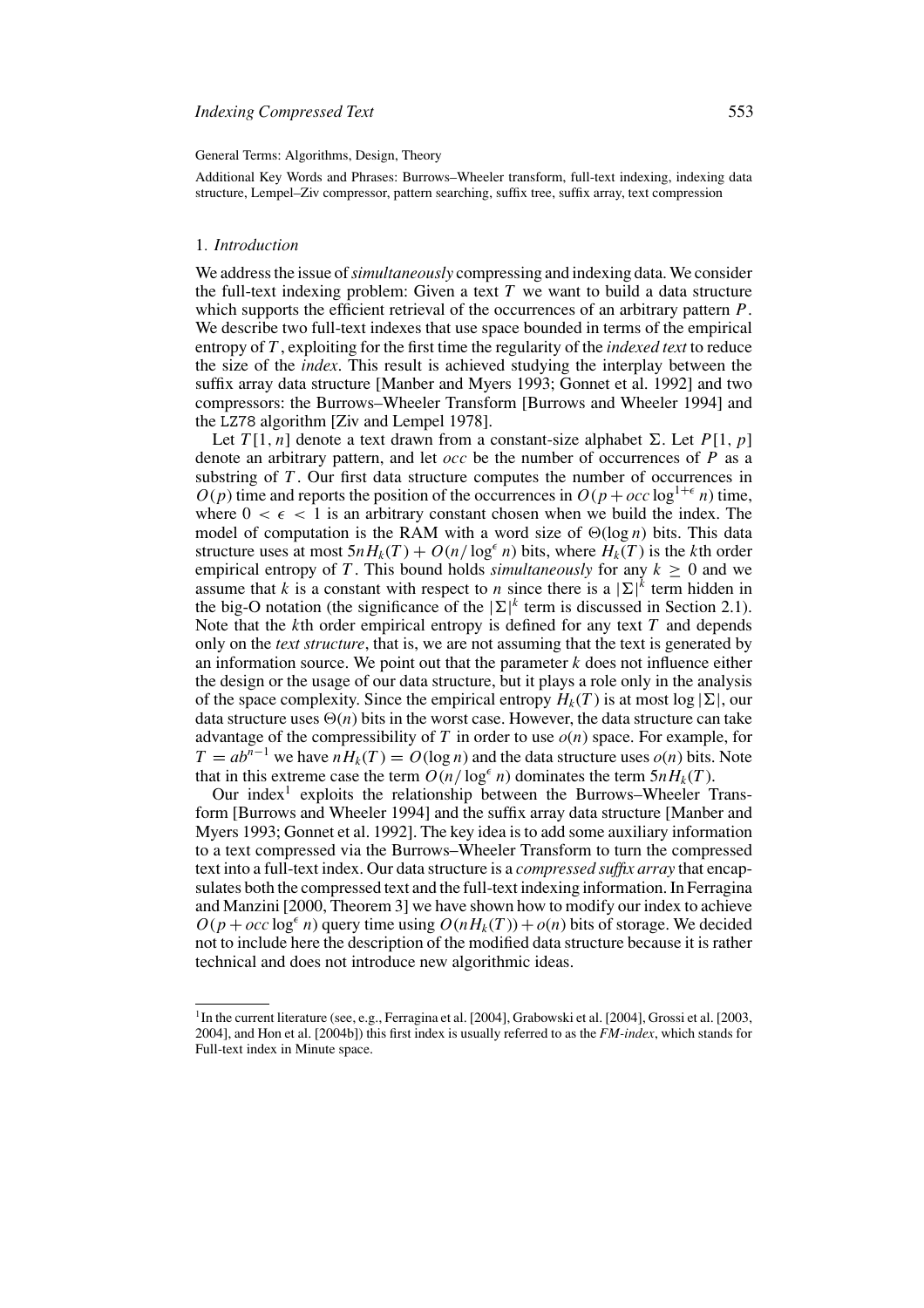General Terms: Algorithms, Design, Theory

Additional Key Words and Phrases: Burrows–Wheeler transform, full-text indexing, indexing data structure, Lempel–Ziv compressor, pattern searching, suffix tree, suffix array, text compression

## 1. *Introduction*

We address the issue of *simultaneously* compressing and indexing data. We consider the full-text indexing problem: Given a text $T$ we want to build a data structure which supports the efficient retrieval of the occurrences of an arbitrary pattern $P$. We describe two full-text indexes that use space bounded in terms of the empirical entropy of $T$, exploiting for the first time the regularity of the *indexed text* to reduce the size of the *index*. This result is achieved studying the interplay between the suffix array data structure [Manber and Myers 1993; Gonnet et al. 1992] and two compressors: the Burrows–Wheeler Transform [Burrows and Wheeler 1994] and the LZ78 algorithm [Ziv and Lempel 1978].

Let $T[1, n]$ denote a text drawn from a constant-size alphabet $\Sigma$. Let $P[1, p]$ denote an arbitrary pattern, and let $occ$ be the number of occurrences of $P$ as a substring of $T$. Our first data structure computes the number of occurrences in $O(p)$ time and reports the position of the occurrences in $O(p + occ \log^{1+\epsilon} n)$ time, where $0 < \epsilon < 1$ is an arbitrary constant chosen when we build the index. The model of computation is the RAM with a word size of $\Theta(\log n)$ bits. This data structure uses at most $5nH_k(T) + O(n/\log^{\epsilon} n)$ bits, where $H_k(T)$ is the $k$th order empirical entropy of $T$. This bound holds *simultaneously* for any $k \geq 0$ and we assume that $k$ is a constant with respect to $n$ since there is a $|\Sigma|^k$ term hidden in the big-O notation (the significance of the $|\Sigma|^k$ term is discussed in Section 2.1). Note that the $k$th order empirical entropy is defined for any text $T$ and depends only on the *text structure*, that is, we are not assuming that the text is generated by an information source. We point out that the parameter $k$ does not influence either the design or the usage of our data structure, but it plays a role only in the analysis of the space complexity. Since the empirical entropy $H_k(T)$ is at most $\log |\Sigma|$, our data structure uses $\Theta(n)$ bits in the worst case. However, the data structure can take advantage of the compressibility of $T$ in order to use $o(n)$ space. For example, for $T = ab^{n-1}$ we have $nH_k(T) = O(\log n)$ and the data structure uses $o(n)$ bits. Note that in this extreme case the term $O(n/\log^{\epsilon} n)$ dominates the term $5nH_k(T)$.

Our index[1] exploits the relationship between the Burrows–Wheeler Transform [Burrows and Wheeler 1994] and the suffix array data structure [Manber and Myers 1993; Gonnet et al. 1992]. The key idea is to add some auxiliary information to a text compressed via the Burrows–Wheeler Transform to turn the compressed text into a full-text index. Our data structure is a *compressed suffix array* that encapsulates both the compressed text and the full-text indexing information. In Ferragina and Manzini [2000, Theorem 3] we have shown how to modify our index to achieve $O(p + occ \log^{\epsilon} n)$ query time using $O(nH_k(T)) + o(n)$ bits of storage. We decided not to include here the description of the modified data structure because it is rather technical and does not introduce new algorithmic ideas.

[1] In the current literature (see, e.g., Ferragina et al. [2004], Grabowski et al. [2004], Grossi et al. [2003, 2004], and Hon et al. [2004b]) this first index is usually referred to as the *FM-index*, which stands for Full-text index in Minute space.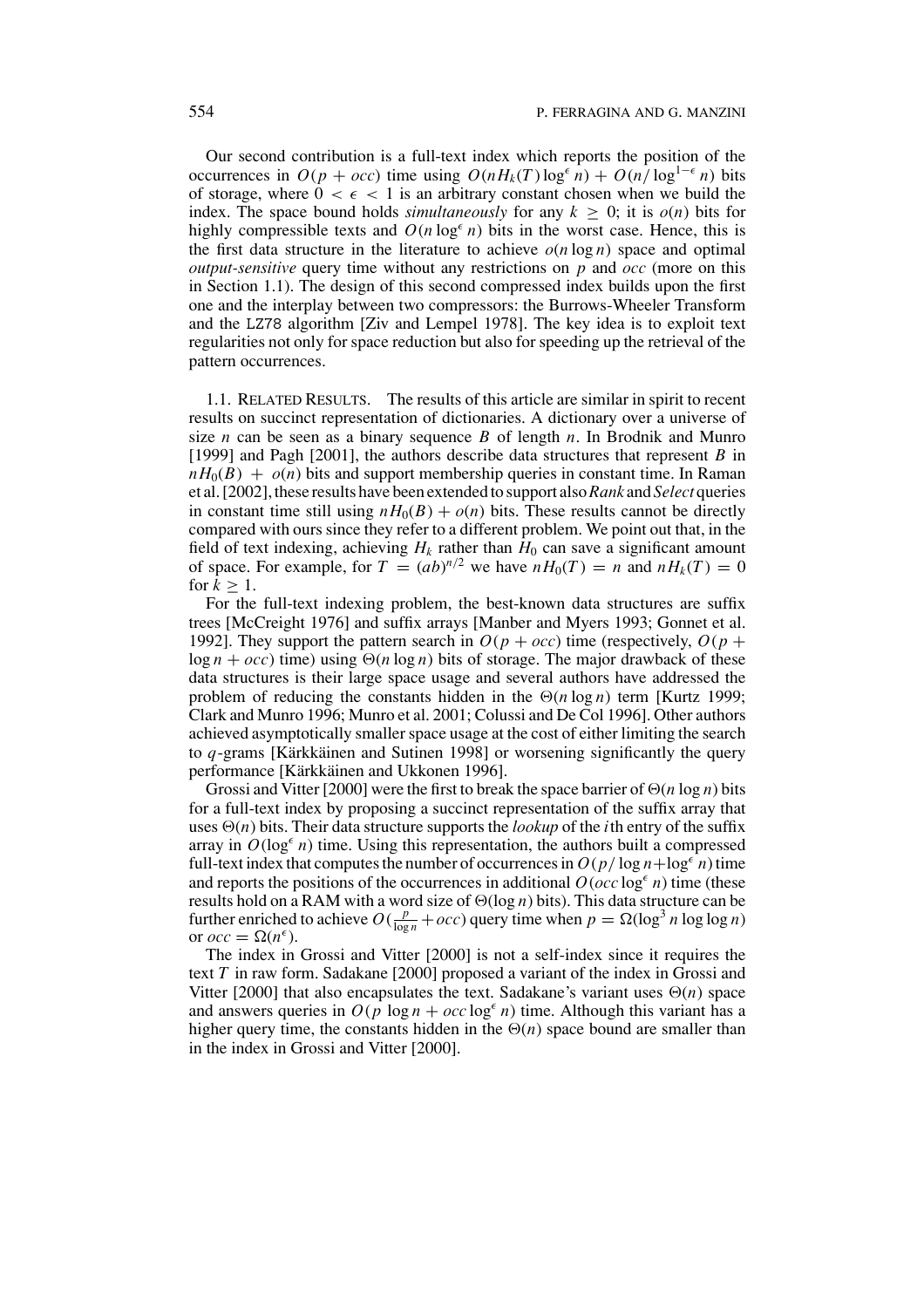Our second contribution is a full-text index which reports the position of the occurrences in $O(p + occ)$ time using $O(nH_k(T)\log^\epsilon n) + O(n/\log^{1-\epsilon} n)$ bits of storage, where $0 < \epsilon < 1$ is an arbitrary constant chosen when we build the index. The space bound holds *simultaneously* for any $k \geq 0$; it is $o(n)$ bits for highly compressible texts and $O(n \log^\epsilon n)$ bits in the worst case. Hence, this is the first data structure in the literature to achieve $o(n \log n)$ space and optimal *output-sensitive* query time without any restrictions on $p$ and $occ$ (more on this in Section 1.1). The design of this second compressed index builds upon the first one and the interplay between two compressors: the Burrows-Wheeler Transform and the LZ78 algorithm [Ziv and Lempel 1978]. The key idea is to exploit text regularities not only for space reduction but also for speeding up the retrieval of the pattern occurrences.

1.1. RELATED RESULTS. The results of this article are similar in spirit to recent results on succinct representation of dictionaries. A dictionary over a universe of size $n$ can be seen as a binary sequence $B$ of length $n$. In Brodnik and Munro [1999] and Pagh [2001], the authors describe data structures that represent $B$ in $nH_0(B) + o(n)$ bits and support membership queries in constant time. In Raman et al. [2002], these results have been extended to support also *Rank* and *Select* queries in constant time still using $nH_0(B) + o(n)$ bits. These results cannot be directly compared with ours since they refer to a different problem. We point out that, in the field of text indexing, achieving $H_k$ rather than $H_0$ can save a significant amount of space. For example, for $T = (ab)^{n/2}$ we have $nH_0(T) = n$ and $nH_k(T) = 0$ for $k \geq 1$.

For the full-text indexing problem, the best-known data structures are suffix trees [McCreight 1976] and suffix arrays [Manber and Myers 1993; Gonnet et al. 1992]. They support the pattern search in $O(p + occ)$ time (respectively, $O(p + \log n + occ)$ time) using $\Theta(n \log n)$ bits of storage. The major drawback of these data structures is their large space usage and several authors have addressed the problem of reducing the constants hidden in the $\Theta(n \log n)$ term [Kurtz 1999; Clark and Munro 1996; Munro et al. 2001; Colussi and De Col 1996]. Other authors achieved asymptotically smaller space usage at the cost of either limiting the search to $q$-grams [Kärkkäinen and Sutinen 1998] or worsening significantly the query performance [Kärkkäinen and Ukkonen 1996].

Grossi and Vitter [2000] were the first to break the space barrier of $\Theta(n \log n)$ bits for a full-text index by proposing a succinct representation of the suffix array that uses $\Theta(n)$ bits. Their data structure supports the *lookup* of the $i$th entry of the suffix array in $O(\log^\epsilon n)$ time. Using this representation, the authors built a compressed full-text index that computes the number of occurrences in $O(p/\log n + \log^\epsilon n)$ time and reports the positions of the occurrences in additional $O(occ \log^\epsilon n)$ time (these results hold on a RAM with a word size of $\Theta(\log n)$ bits). This data structure can be further enriched to achieve $O(\frac{p}{\log n} + occ)$ query time when $p = \Omega(\log^3 n \log \log n)$ or $occ = \Omega(n^\epsilon)$.

The index in Grossi and Vitter [2000] is not a self-index since it requires the text $T$ in raw form. Sadakane [2000] proposed a variant of the index in Grossi and Vitter [2000] that also encapsulates the text. Sadakane's variant uses $\Theta(n)$ space and answers queries in $O(p \log n + occ \log^\epsilon n)$ time. Although this variant has a higher query time, the constants hidden in the $\Theta(n)$ space bound are smaller than in the index in Grossi and Vitter [2000].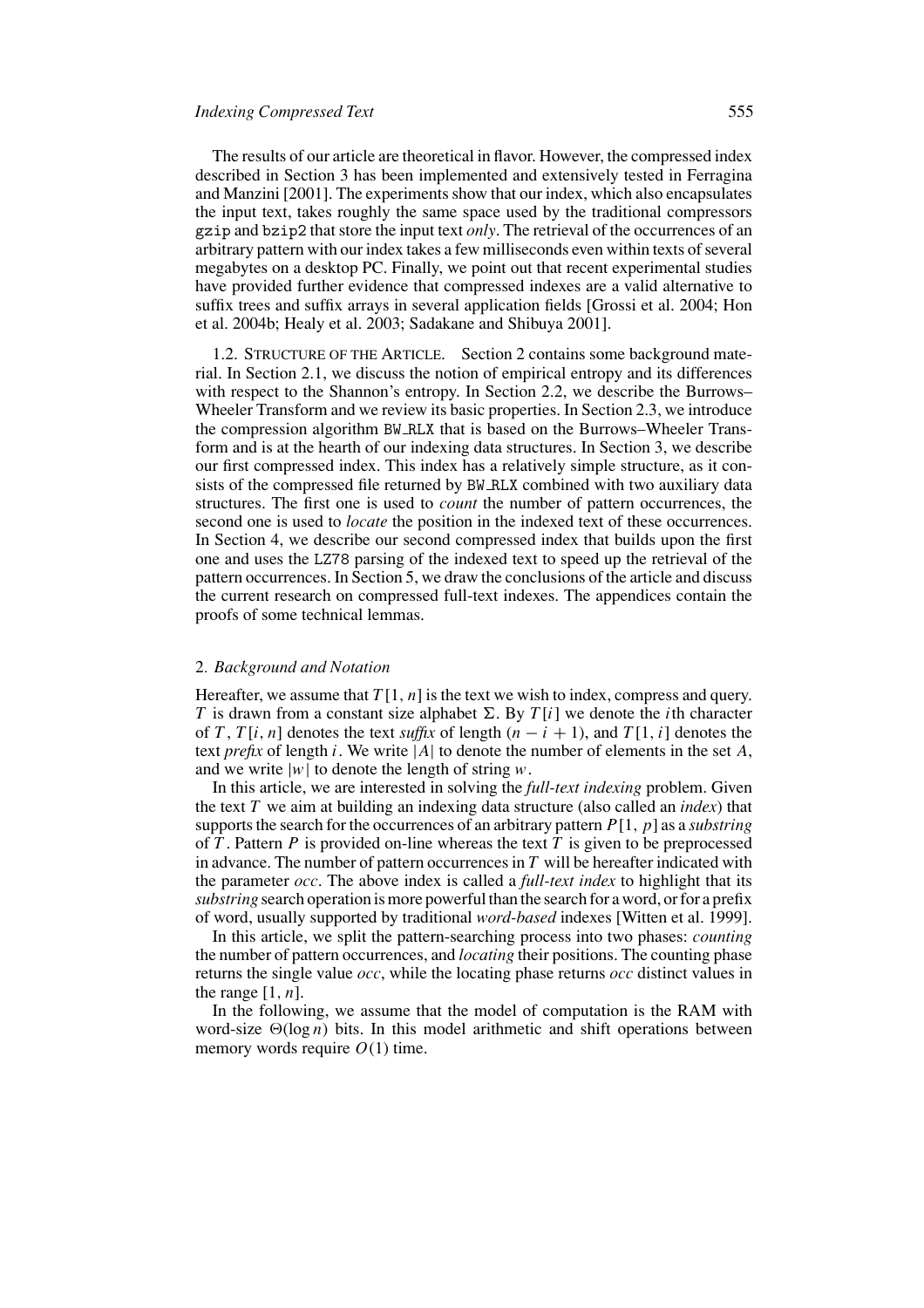The results of our article are theoretical in flavor. However, the compressed index described in Section 3 has been implemented and extensively tested in Ferragina and Manzini [2001]. The experiments show that our index, which also encapsulates the input text, takes roughly the same space used by the traditional compressors `gzip` and `bzip2` that store the input text *only*. The retrieval of the occurrences of an arbitrary pattern with our index takes a few milliseconds even within texts of several megabytes on a desktop PC. Finally, we point out that recent experimental studies have provided further evidence that compressed indexes are a valid alternative to suffix trees and suffix arrays in several application fields [Grossi et al. 2004; Hon et al. 2004b; Healy et al. 2003; Sadakane and Shibuya 2001].

1.2. STRUCTURE OF THE ARTICLE. Section 2 contains some background material. In Section 2.1, we discuss the notion of empirical entropy and its differences with respect to the Shannon's entropy. In Section 2.2, we describe the Burrows–Wheeler Transform and we review its basic properties. In Section 2.3, we introduce the compression algorithm BW_RLX that is based on the Burrows–Wheeler Transform and is at the hearth of our indexing data structures. In Section 3, we describe our first compressed index. This index has a relatively simple structure, as it consists of the compressed file returned by BW_RLX combined with two auxiliary data structures. The first one is used to *count* the number of pattern occurrences, the second one is used to *locate* the position in the indexed text of these occurrences. In Section 4, we describe our second compressed index that builds upon the first one and uses the LZ78 parsing of the indexed text to speed up the retrieval of the pattern occurrences. In Section 5, we draw the conclusions of the article and discuss the current research on compressed full-text indexes. The appendices contain the proofs of some technical lemmas.

## 2. *Background and Notation*

Hereafter, we assume that $T[1, n]$ is the text we wish to index, compress and query. $T$ is drawn from a constant size alphabet $\Sigma$. By $T[i]$ we denote the $i$th character of $T$, $T[i, n]$ denotes the text *suffix* of length $(n - i + 1)$, and $T[1, i]$ denotes the text *prefix* of length $i$. We write $|A|$ to denote the number of elements in the set $A$, and we write $|w|$ to denote the length of string $w$.

In this article, we are interested in solving the *full-text indexing* problem. Given the text $T$ we aim at building an indexing data structure (also called an *index*) that supports the search for the occurrences of an arbitrary pattern $P[1, p]$ as a *substring* of $T$. Pattern $P$ is provided on-line whereas the text $T$ is given to be preprocessed in advance. The number of pattern occurrences in $T$ will be hereafter indicated with the parameter *occ*. The above index is called a *full-text index* to highlight that its *substring* search operation is more powerful than the search for a word, or for a prefix of word, usually supported by traditional *word-based* indexes [Witten et al. 1999].

In this article, we split the pattern-searching process into two phases: *counting* the number of pattern occurrences, and *locating* their positions. The counting phase returns the single value *occ*, while the locating phase returns *occ* distinct values in the range $[1, n]$.

In the following, we assume that the model of computation is the RAM with word-size $\Theta(\log n)$ bits. In this model arithmetic and shift operations between memory words require $O(1)$ time.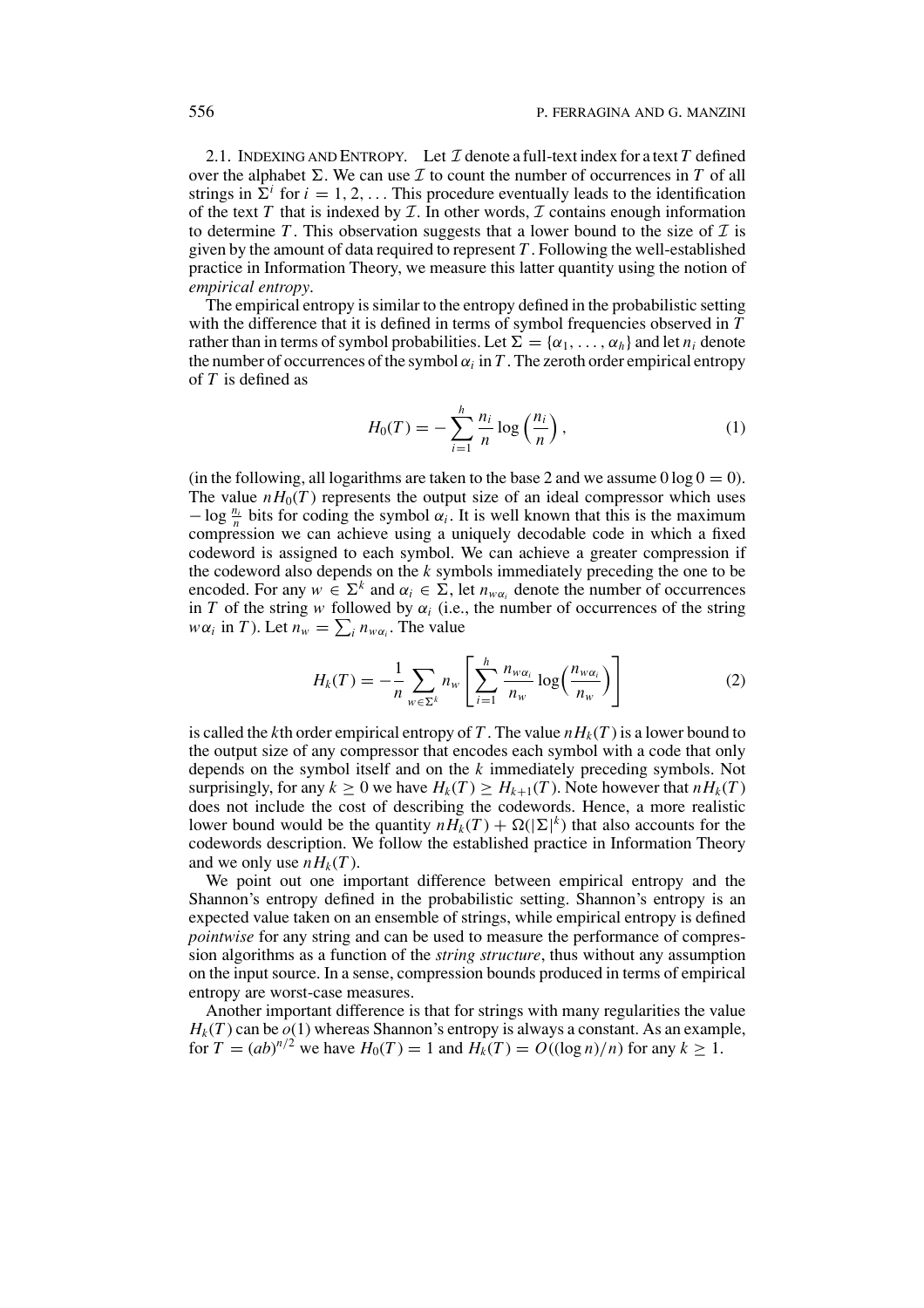### 2.1. Indexing and Entropy.

Let $\mathcal{I}$ denote a full-text index for a text $T$ defined over the alphabet $\Sigma$. We can use $\mathcal{I}$ to count the number of occurrences in $T$ of all strings in $\Sigma^i$ for $i = 1, 2, \ldots$ This procedure eventually leads to the identification of the text $T$ that is indexed by $\mathcal{I}$. In other words, $\mathcal{I}$ contains enough information to determine $T$. This observation suggests that a lower bound to the size of $\mathcal{I}$ is given by the amount of data required to represent $T$. Following the well-established practice in Information Theory, we measure this latter quantity using the notion of *empirical entropy*.

The empirical entropy is similar to the entropy defined in the probabilistic setting with the difference that it is defined in terms of symbol frequencies observed in $T$ rather than in terms of symbol probabilities. Let $\Sigma = \{\alpha_1, \ldots, \alpha_h\}$ and let $n_i$ denote the number of occurrences of the symbol $\alpha_i$ in $T$. The zeroth order empirical entropy of $T$ is defined as

$$H_0(T) = -\sum_{i=1}^{h} \frac{n_i}{n} \log\left(\frac{n_i}{n}\right), \tag{1}$$

(in the following, all logarithms are taken to the base 2 and we assume $0 \log 0 = 0$). The value $nH_0(T)$ represents the output size of an ideal compressor which uses $-\log \frac{n_i}{n}$ bits for coding the symbol $\alpha_i$. It is well known that this is the maximum compression we can achieve using a uniquely decodable code in which a fixed codeword is assigned to each symbol. We can achieve a greater compression if the codeword also depends on the $k$ symbols immediately preceding the one to be encoded. For any $w \in \Sigma^k$ and $\alpha_i \in \Sigma$, let $n_{w\alpha_i}$ denote the number of occurrences in $T$ of the string $w$ followed by $\alpha_i$ (i.e., the number of occurrences of the string $w\alpha_i$ in $T$). Let $n_w = \sum_i n_{w\alpha_i}$. The value

$$H_k(T) = -\frac{1}{n} \sum_{w \in \Sigma^k} n_w \left[ \sum_{i=1}^{h} \frac{n_{w\alpha_i}}{n_w} \log\left(\frac{n_{w\alpha_i}}{n_w}\right) \right] \tag{2}$$

is called the $k$th order empirical entropy of $T$. The value $nH_k(T)$ is a lower bound to the output size of any compressor that encodes each symbol with a code that only depends on the symbol itself and on the $k$ immediately preceding symbols. Not surprisingly, for any $k \geq 0$ we have $H_k(T) \geq H_{k+1}(T)$. Note however that $nH_k(T)$ does not include the cost of describing the codewords. Hence, a more realistic lower bound would be the quantity $nH_k(T) + \Omega(|\Sigma|^k)$ that also accounts for the codewords description. We follow the established practice in Information Theory and we only use $nH_k(T)$.

We point out one important difference between empirical entropy and the Shannon's entropy defined in the probabilistic setting. Shannon's entropy is an expected value taken on an ensemble of strings, while empirical entropy is defined *pointwise* for any string and can be used to measure the performance of compression algorithms as a function of the *string structure*, thus without any assumption on the input source. In a sense, compression bounds produced in terms of empirical entropy are worst-case measures.

Another important difference is that for strings with many regularities the value $H_k(T)$ can be $o(1)$ whereas Shannon's entropy is always a constant. As an example, for $T = (ab)^{n/2}$ we have $H_0(T) = 1$ and $H_k(T) = O((\log n)/n)$ for any $k \geq 1$.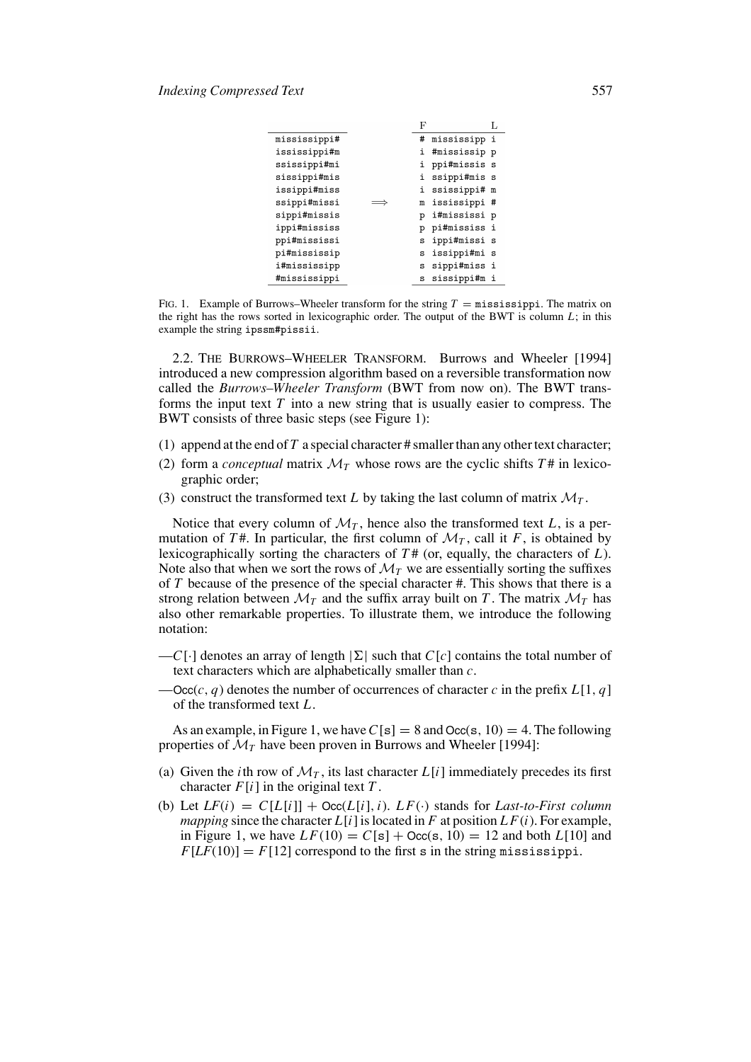```
                                 F            L
mississippi#                     # mississipp i
ississippi#m                     i #mississip p
ssissippi#mi                     i ppi#missis s
sissippi#mis                     i ssippi#mis s
issippi#miss                     i ssissippi# m
ssippi#missi         ⟹           m ississippi #
sippi#missis                     p i#mississi p
ippi#mississ                     p pi#mississ i
ppi#mississi                     s ippi#missi s
pi#mississip                     s issippi#mi s
i#mississipp                     s sippi#miss i
#mississippi                     s sissippi#m i
```

FIG. 1. Example of Burrows–Wheeler transform for the string $T = \texttt{mississippi}$. The matrix on the right has the rows sorted in lexicographic order. The output of the BWT is column $L$; in this example the string ipssm#pissii.

2.2. THE BURROWS–WHEELER TRANSFORM. Burrows and Wheeler [1994] introduced a new compression algorithm based on a reversible transformation now called the *Burrows–Wheeler Transform* (BWT from now on). The BWT transforms the input text $T$ into a new string that is usually easier to compress. The BWT consists of three basic steps (see Figure 1):

(1) append at the end of $T$ a special character # smaller than any other text character;
(2) form a *conceptual* matrix $\mathcal{M}_T$ whose rows are the cyclic shifts $T\#$ in lexicographic order;
(3) construct the transformed text $L$ by taking the last column of matrix $\mathcal{M}_T$.

Notice that every column of $\mathcal{M}_T$, hence also the transformed text $L$, is a permutation of $T\#$. In particular, the first column of $\mathcal{M}_T$, call it $F$, is obtained by lexicographically sorting the characters of $T\#$ (or, equally, the characters of $L$). Note also that when we sort the rows of $\mathcal{M}_T$ we are essentially sorting the suffixes of $T$ because of the presence of the special character #. This shows that there is a strong relation between $\mathcal{M}_T$ and the suffix array built on $T$. The matrix $\mathcal{M}_T$ has also other remarkable properties. To illustrate them, we introduce the following notation:

—$C[\cdot]$ denotes an array of length $|\Sigma|$ such that $C[c]$ contains the total number of text characters which are alphabetically smaller than $c$.

—$\mathsf{Occ}(c, q)$ denotes the number of occurrences of character $c$ in the prefix $L[1, q]$ of the transformed text $L$.

As an example, in Figure 1, we have $C[\texttt{s}] = 8$ and $\mathsf{Occ}(\texttt{s}, 10) = 4$. The following properties of $\mathcal{M}_T$ have been proven in Burrows and Wheeler [1994]:

(a) Given the $i$th row of $\mathcal{M}_T$, its last character $L[i]$ immediately precedes its first character $F[i]$ in the original text $T$.
(b) Let $LF(i) = C[L[i]] + \mathsf{Occ}(L[i], i)$. $LF(\cdot)$ stands for *Last-to-First column mapping* since the character $L[i]$ is located in $F$ at position $LF(i)$. For example, in Figure 1, we have $LF(10) = C[\texttt{s}] + \mathsf{Occ}(\texttt{s}, 10) = 12$ and both $L[10]$ and $F[LF(10)] = F[12]$ correspond to the first s in the string mississippi.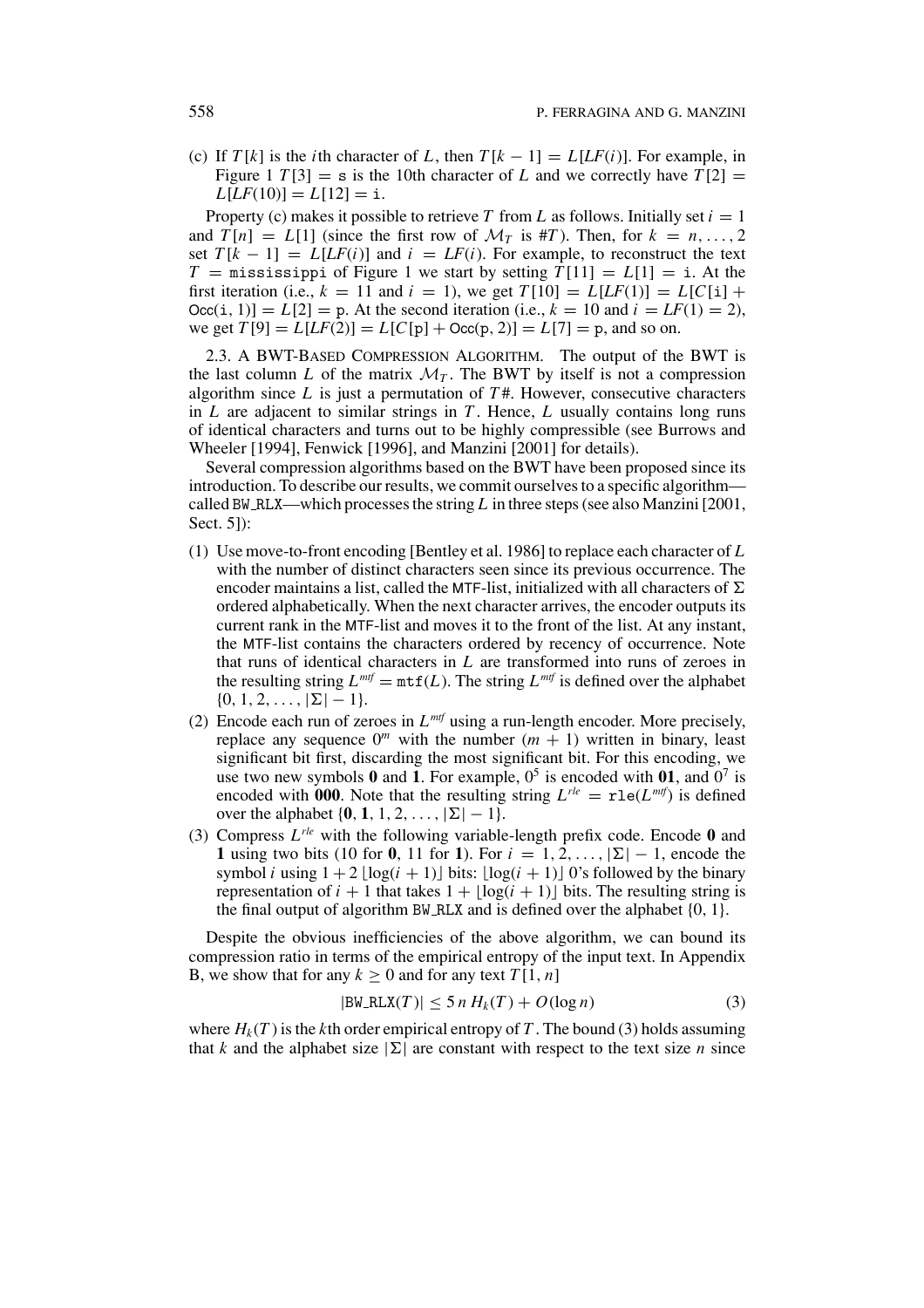(c) If $T[k]$ is the $i$th character of $L$, then $T[k-1] = L[LF(i)]$. For example, in Figure 1 $T[3] = \mathtt{s}$ is the 10th character of $L$ and we correctly have $T[2] = L[LF(10)] = L[12] = \mathtt{i}$.

Property (c) makes it possible to retrieve $T$ from $L$ as follows. Initially set $i = 1$ and $T[n] = L[1]$ (since the first row of $\mathcal{M}_T$ is $\#T$). Then, for $k = n, \ldots, 2$ set $T[k-1] = L[LF(i)]$ and $i = LF(i)$. For example, to reconstruct the text $T = \mathtt{mississippi}$ of Figure 1 we start by setting $T[11] = L[1] = \mathtt{i}$. At the first iteration (i.e., $k = 11$ and $i = 1$), we get $T[10] = L[LF(1)] = L[C[\mathtt{i}] + \mathsf{Occ}(\mathtt{i}, 1)] = L[2] = \mathtt{p}$. At the second iteration (i.e., $k = 10$ and $i = LF(1) = 2$), we get $T[9] = L[LF(2)] = L[C[\mathtt{p}] + \mathsf{Occ}(\mathtt{p}, 2)] = L[7] = \mathtt{p}$, and so on.

### 2.3. A BWT-Based Compression Algorithm.

The output of the BWT is the last column $L$ of the matrix $\mathcal{M}_T$. The BWT by itself is not a compression algorithm since $L$ is just a permutation of $T\#$. However, consecutive characters in $L$ are adjacent to similar strings in $T$. Hence, $L$ usually contains long runs of identical characters and turns out to be highly compressible (see Burrows and Wheeler [1994], Fenwick [1996], and Manzini [2001] for details).

Several compression algorithms based on the BWT have been proposed since its introduction. To describe our results, we commit ourselves to a specific algorithm—called BW_RLX—which processes the string $L$ in three steps (see also Manzini [2001, Sect. 5]):

(1) Use move-to-front encoding [Bentley et al. 1986] to replace each character of $L$ with the number of distinct characters seen since its previous occurrence. The encoder maintains a list, called the MTF-list, initialized with all characters of $\Sigma$ ordered alphabetically. When the next character arrives, the encoder outputs its current rank in the MTF-list and moves it to the front of the list. At any instant, the MTF-list contains the characters ordered by recency of occurrence. Note that runs of identical characters in $L$ are transformed into runs of zeroes in the resulting string $L^{mtf} = \mathtt{mtf}(L)$. The string $L^{mtf}$ is defined over the alphabet $\{0, 1, 2, \ldots, |\Sigma| - 1\}$.

(2) Encode each run of zeroes in $L^{mtf}$ using a run-length encoder. More precisely, replace any sequence $0^m$ with the number $(m+1)$ written in binary, least significant bit first, discarding the most significant bit. For this encoding, we use two new symbols **0** and **1**. For example, $0^5$ is encoded with **01**, and $0^7$ is encoded with **000**. Note that the resulting string $L^{rle} = \mathtt{rle}(L^{mtf})$ is defined over the alphabet $\{\mathbf{0}, \mathbf{1}, 1, 2, \ldots, |\Sigma| - 1\}$.

(3) Compress $L^{rle}$ with the following variable-length prefix code. Encode **0** and **1** using two bits (10 for **0**, 11 for **1**). For $i = 1, 2, \ldots, |\Sigma| - 1$, encode the symbol $i$ using $1 + 2\lfloor \log(i+1) \rfloor$ bits: $\lfloor \log(i+1) \rfloor$ 0's followed by the binary representation of $i + 1$ that takes $1 + \lfloor \log(i+1) \rfloor$ bits. The resulting string is the final output of algorithm BW_RLX and is defined over the alphabet $\{0, 1\}$.

Despite the obvious inefficiencies of the above algorithm, we can bound its compression ratio in terms of the empirical entropy of the input text. In Appendix B, we show that for any $k \geq 0$ and for any text $T[1, n]$

$$|\mathtt{BW\_RLX}(T)| \leq 5\, n\, H_k(T) + O(\log n) \tag{3}$$

where $H_k(T)$ is the $k$th order empirical entropy of $T$. The bound (3) holds assuming that $k$ and the alphabet size $|\Sigma|$ are constant with respect to the text size $n$ since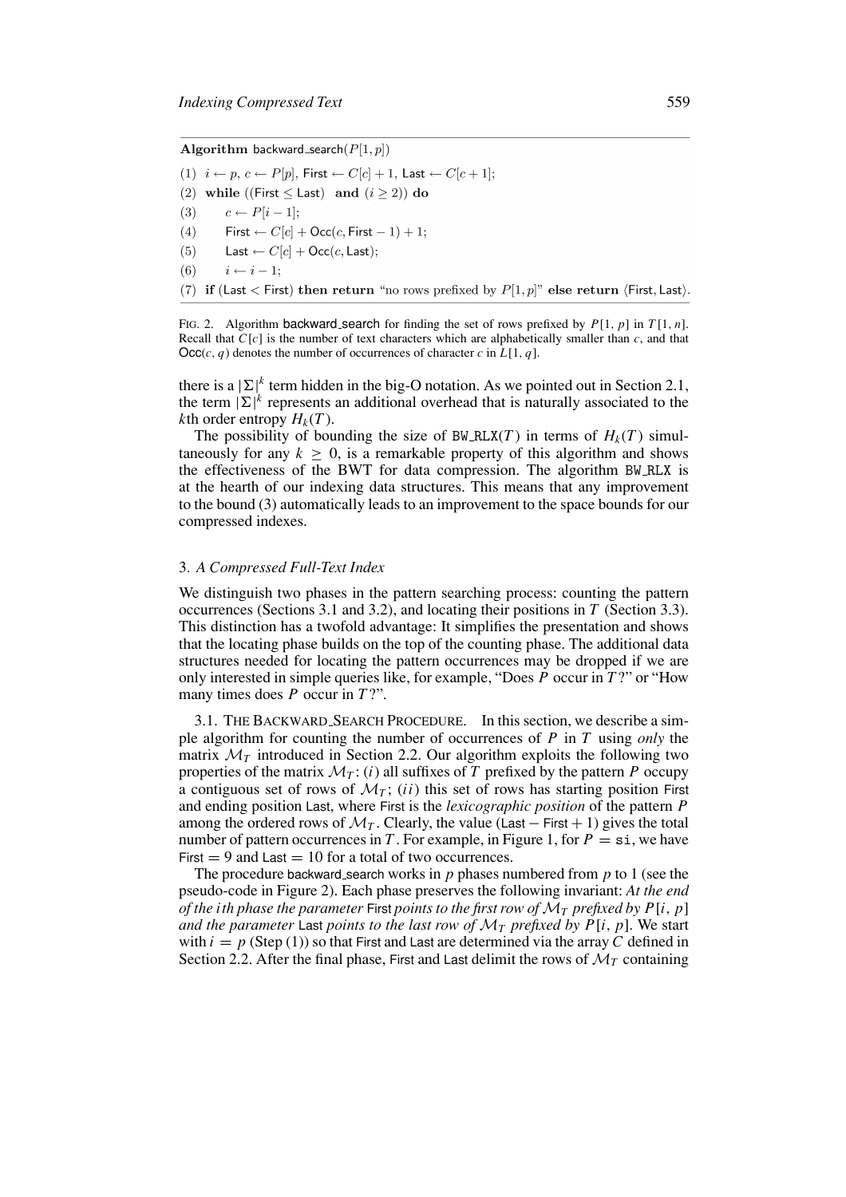**Algorithm** backward_search($P[1,p]$)

```
(1)  i ← p, c ← P[p], First ← C[c] + 1, Last ← C[c + 1];
(2)  while ((First ≤ Last) and (i ≥ 2)) do
(3)      c ← P[i − 1];
(4)      First ← C[c] + Occ(c, First − 1) + 1;
(5)      Last ← C[c] + Occ(c, Last);
(6)      i ← i − 1;
(7)  if (Last < First) then return "no rows prefixed by P[1, p]" else return ⟨First, Last⟩.
```

FIG. 2. Algorithm backward_search for finding the set of rows prefixed by $P[1, p]$ in $T[1, n]$. Recall that $C[c]$ is the number of text characters which are alphabetically smaller than $c$, and that $\mathsf{Occ}(c, q)$ denotes the number of occurrences of character $c$ in $L[1, q]$.

there is a $|\Sigma|^k$ term hidden in the big-O notation. As we pointed out in Section 2.1, the term $|\Sigma|^k$ represents an additional overhead that is naturally associated to the $k$th order entropy $H_k(T)$.

The possibility of bounding the size of BW_RLX$(T)$ in terms of $H_k(T)$ simultaneously for any $k \geq 0$, is a remarkable property of this algorithm and shows the effectiveness of the BWT for data compression. The algorithm BW_RLX is at the hearth of our indexing data structures. This means that any improvement to the bound (3) automatically leads to an improvement to the space bounds for our compressed indexes.

## 3. *A Compressed Full-Text Index*

We distinguish two phases in the pattern searching process: counting the pattern occurrences (Sections 3.1 and 3.2), and locating their positions in $T$ (Section 3.3). This distinction has a twofold advantage: It simplifies the presentation and shows that the locating phase builds on the top of the counting phase. The additional data structures needed for locating the pattern occurrences may be dropped if we are only interested in simple queries like, for example, "Does $P$ occur in $T$?" or "How many times does $P$ occur in $T$?".

### 3.1. THE BACKWARD_SEARCH PROCEDURE.

In this section, we describe a simple algorithm for counting the number of occurrences of $P$ in $T$ using *only* the matrix $\mathcal{M}_T$ introduced in Section 2.2. Our algorithm exploits the following two properties of the matrix $\mathcal{M}_T$: $(i)$ all suffixes of $T$ prefixed by the pattern $P$ occupy a contiguous set of rows of $\mathcal{M}_T$; $(ii)$ this set of rows has starting position First and ending position Last, where First is the *lexicographic position* of the pattern $P$ among the ordered rows of $\mathcal{M}_T$. Clearly, the value (Last − First + 1) gives the total number of pattern occurrences in $T$. For example, in Figure 1, for $P =$ si, we have First $= 9$ and Last $= 10$ for a total of two occurrences.

The procedure backward_search works in $p$ phases numbered from $p$ to 1 (see the pseudo-code in Figure 2). Each phase preserves the following invariant: *At the end of the $i$th phase the parameter* First *points to the first row of $\mathcal{M}_T$ prefixed by $P[i, p]$ and the parameter* Last *points to the last row of $\mathcal{M}_T$ prefixed by $P[i, p]$*. We start with $i = p$ (Step (1)) so that First and Last are determined via the array $C$ defined in Section 2.2. After the final phase, First and Last delimit the rows of $\mathcal{M}_T$ containing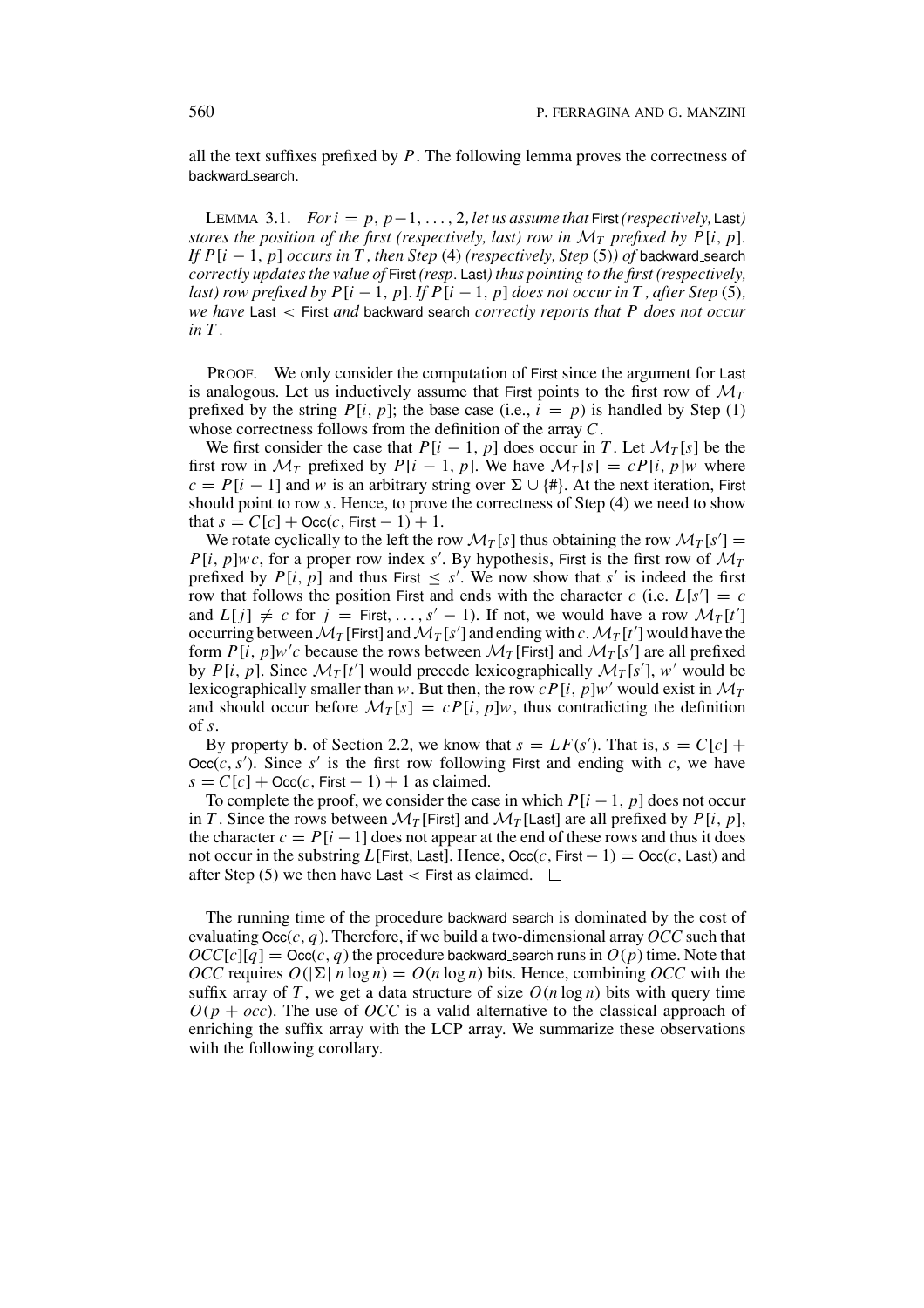all the text suffixes prefixed by $P$. The following lemma proves the correctness of backward_search.

LEMMA 3.1. *For $i = p, p-1, \ldots, 2$, let us assume that* First *(respectively,* Last*) stores the position of the first (respectively, last) row in $\mathcal{M}_T$ prefixed by $P[i, p]$. If $P[i-1, p]$ occurs in $T$, then Step (4) (respectively, Step (5)) of* backward_search *correctly updates the value of* First *(resp.* Last*) thus pointing to the first (respectively, last) row prefixed by $P[i-1, p]$. If $P[i-1, p]$ does not occur in $T$, after Step (5), we have* Last $<$ First *and* backward_search *correctly reports that $P$ does not occur in $T$.*

PROOF. We only consider the computation of First since the argument for Last is analogous. Let us inductively assume that First points to the first row of $\mathcal{M}_T$ prefixed by the string $P[i, p]$; the base case (i.e., $i = p$) is handled by Step (1) whose correctness follows from the definition of the array $C$.

We first consider the case that $P[i-1, p]$ does occur in $T$. Let $\mathcal{M}_T[s]$ be the first row in $\mathcal{M}_T$ prefixed by $P[i-1, p]$. We have $\mathcal{M}_T[s] = cP[i, p]w$ where $c = P[i-1]$ and $w$ is an arbitrary string over $\Sigma \cup \{\#\}$. At the next iteration, First should point to row $s$. Hence, to prove the correctness of Step (4) we need to show that $s = C[c] + \text{Occ}(c, \text{First} - 1) + 1$.

We rotate cyclically to the left the row $\mathcal{M}_T[s]$ thus obtaining the row $\mathcal{M}_T[s'] = P[i, p]wc$, for a proper row index $s'$. By hypothesis, First is the first row of $\mathcal{M}_T$ prefixed by $P[i, p]$ and thus First $\leq s'$. We now show that $s'$ is indeed the first row that follows the position First and ends with the character $c$ (i.e. $L[s'] = c$ and $L[j] \neq c$ for $j = \text{First}, \ldots, s'-1$). If not, we would have a row $\mathcal{M}_T[t']$ occurring between $\mathcal{M}_T[\text{First}]$ and $\mathcal{M}_T[s']$ and ending with $c$. $\mathcal{M}_T[t']$ would have the form $P[i, p]w'c$ because the rows between $\mathcal{M}_T[\text{First}]$ and $\mathcal{M}_T[s']$ are all prefixed by $P[i, p]$. Since $\mathcal{M}_T[t']$ would precede lexicographically $\mathcal{M}_T[s']$, $w'$ would be lexicographically smaller than $w$. But then, the row $cP[i, p]w'$ would exist in $\mathcal{M}_T$ and should occur before $\mathcal{M}_T[s] = cP[i, p]w$, thus contradicting the definition of $s$.

By property **b**. of Section 2.2, we know that $s = LF(s')$. That is, $s = C[c] + \text{Occ}(c, s')$. Since $s'$ is the first row following First and ending with $c$, we have $s = C[c] + \text{Occ}(c, \text{First} - 1) + 1$ as claimed.

To complete the proof, we consider the case in which $P[i-1, p]$ does not occur in $T$. Since the rows between $\mathcal{M}_T[\text{First}]$ and $\mathcal{M}_T[\text{Last}]$ are all prefixed by $P[i, p]$, the character $c = P[i-1]$ does not appear at the end of these rows and thus it does not occur in the substring $L[\text{First}, \text{Last}]$. Hence, $\text{Occ}(c, \text{First} - 1) = \text{Occ}(c, \text{Last})$ and after Step (5) we then have Last $<$ First as claimed. □

The running time of the procedure backward_search is dominated by the cost of evaluating $\text{Occ}(c, q)$. Therefore, if we build a two-dimensional array $OCC$ such that $OCC[c][q] = \text{Occ}(c, q)$ the procedure backward_search runs in $O(p)$ time. Note that $OCC$ requires $O(|\Sigma|\, n \log n) = O(n \log n)$ bits. Hence, combining $OCC$ with the suffix array of $T$, we get a data structure of size $O(n \log n)$ bits with query time $O(p + occ)$. The use of $OCC$ is a valid alternative to the classical approach of enriching the suffix array with the LCP array. We summarize these observations with the following corollary.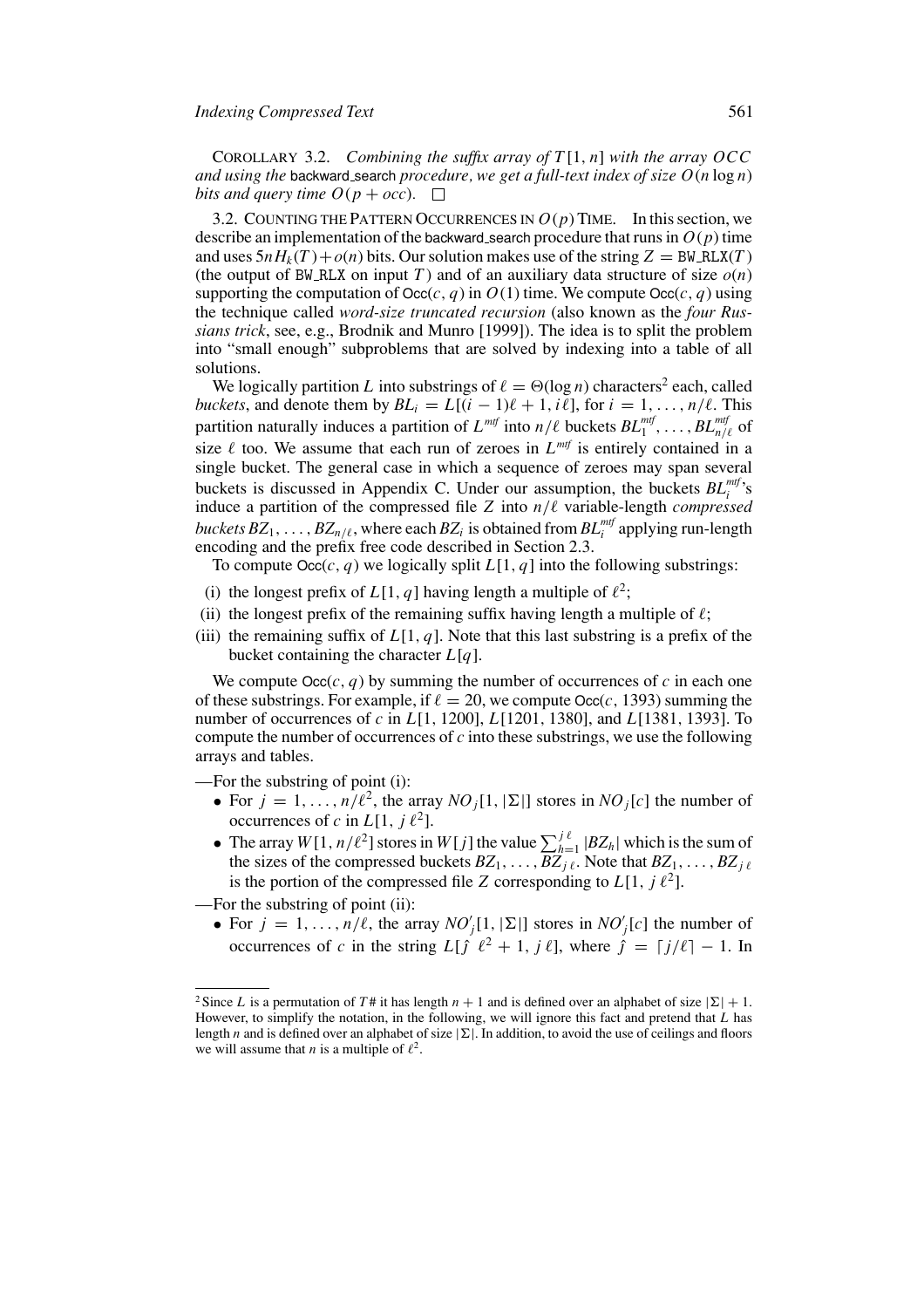COROLLARY 3.2. *Combining the suffix array of $T[1, n]$ with the array $OCC$ and using the* backward_search *procedure, we get a full-text index of size $O(n \log n)$ bits and query time $O(p + occ)$.* □

3.2. COUNTING THE PATTERN OCCURRENCES IN $O(p)$ TIME. In this section, we describe an implementation of the backward_search procedure that runs in $O(p)$ time and uses $5nH_k(T) + o(n)$ bits. Our solution makes use of the string $Z = \mathtt{BW\_RLX}(T)$ (the output of BW_RLX on input $T$) and of an auxiliary data structure of size $o(n)$ supporting the computation of $\mathsf{Occ}(c, q)$ in $O(1)$ time. We compute $\mathsf{Occ}(c, q)$ using the technique called *word-size truncated recursion* (also known as the *four Russians trick*, see, e.g., Brodnik and Munro [1999]). The idea is to split the problem into "small enough" subproblems that are solved by indexing into a table of all solutions.

We logically partition $L$ into substrings of $\ell = \Theta(\log n)$ characters[2] each, called *buckets*, and denote them by $BL_i = L[(i-1)\ell + 1, i\ell]$, for $i = 1, \ldots, n/\ell$. This partition naturally induces a partition of $L^{mtf}$ into $n/\ell$ buckets $BL_1^{mtf}, \ldots, BL_{n/\ell}^{mtf}$ of size $\ell$ too. We assume that each run of zeroes in $L^{mtf}$ is entirely contained in a single bucket. The general case in which a sequence of zeroes may span several buckets is discussed in Appendix C. Under our assumption, the buckets $BL_i^{mtf}$'s induce a partition of the compressed file $Z$ into $n/\ell$ variable-length *compressed buckets* $BZ_1, \ldots, BZ_{n/\ell}$, where each $BZ_i$ is obtained from $BL_i^{mtf}$ applying run-length encoding and the prefix free code described in Section 2.3.

To compute $\mathsf{Occ}(c, q)$ we logically split $L[1, q]$ into the following substrings:

(i) the longest prefix of $L[1, q]$ having length a multiple of $\ell^2$;
(ii) the longest prefix of the remaining suffix having length a multiple of $\ell$;
(iii) the remaining suffix of $L[1, q]$. Note that this last substring is a prefix of the bucket containing the character $L[q]$.

We compute $\mathsf{Occ}(c, q)$ by summing the number of occurrences of $c$ in each one of these substrings. For example, if $\ell = 20$, we compute $\mathsf{Occ}(c, 1393)$ summing the number of occurrences of $c$ in $L[1, 1200]$, $L[1201, 1380]$, and $L[1381, 1393]$. To compute the number of occurrences of $c$ into these substrings, we use the following arrays and tables.

—For the substring of point (i):
- For $j = 1, \ldots, n/\ell^2$, the array $NO_j[1, |\Sigma|]$ stores in $NO_j[c]$ the number of occurrences of $c$ in $L[1, j\,\ell^2]$.
- The array $W[1, n/\ell^2]$ stores in $W[j]$ the value $\sum_{h=1}^{j\,\ell} |BZ_h|$ which is the sum of the sizes of the compressed buckets $BZ_1, \ldots, BZ_{j\,\ell}$. Note that $BZ_1, \ldots, BZ_{j\,\ell}$ is the portion of the compressed file $Z$ corresponding to $L[1, j\,\ell^2]$.

—For the substring of point (ii):
- For $j = 1, \ldots, n/\ell$, the array $NO'_j[1, |\Sigma|]$ stores in $NO'_j[c]$ the number of occurrences of $c$ in the string $L[\hat{\jmath}\;\ell^2 + 1, j\,\ell]$, where $\hat{\jmath} = \lceil j/\ell \rceil - 1$. In

---

[2] Since $L$ is a permutation of $T\#$ it has length $n + 1$ and is defined over an alphabet of size $|\Sigma| + 1$. However, to simplify the notation, in the following, we will ignore this fact and pretend that $L$ has length $n$ and is defined over an alphabet of size $|\Sigma|$. In addition, to avoid the use of ceilings and floors we will assume that $n$ is a multiple of $\ell^2$.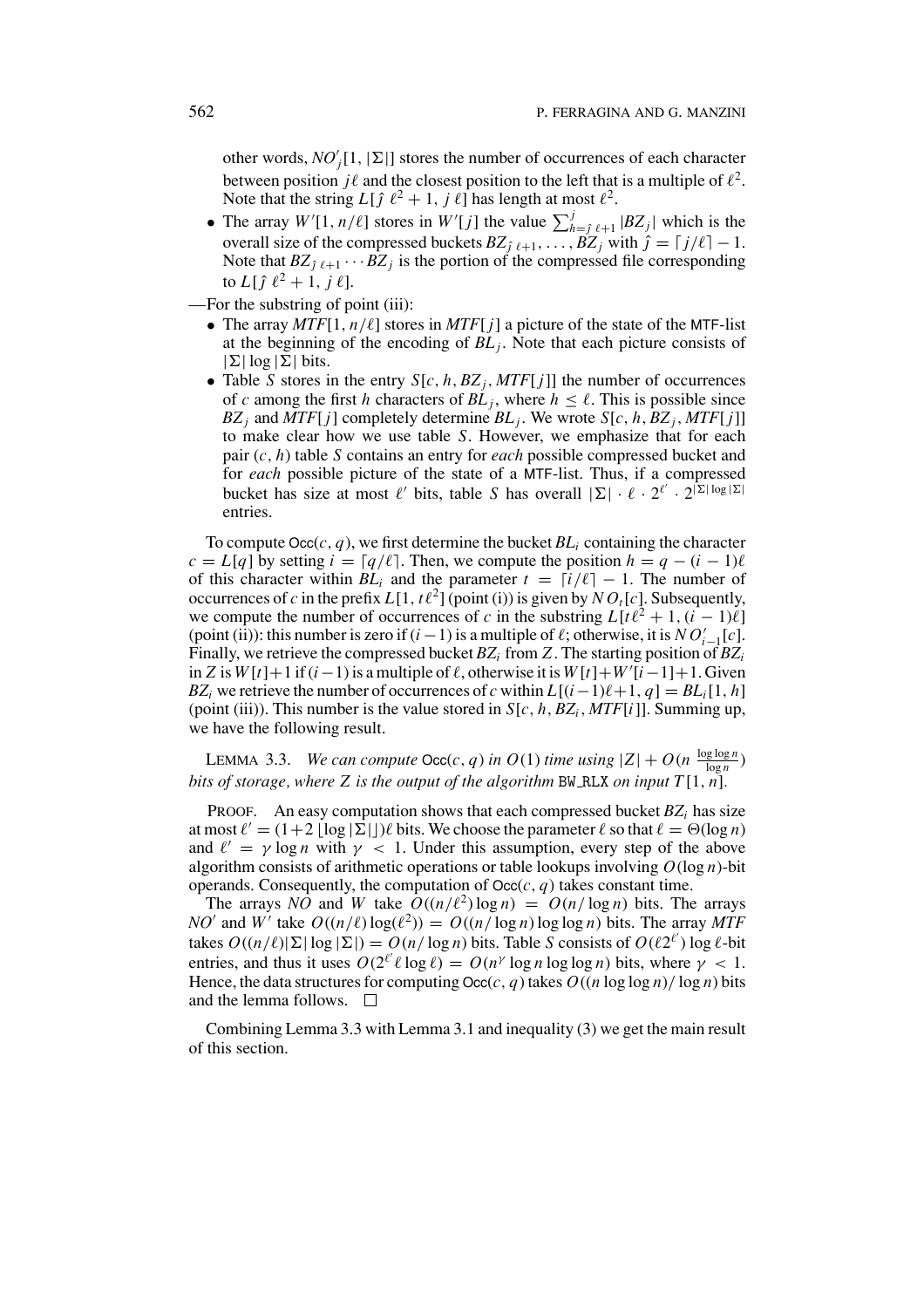other words, $NO'_j[1, |\Sigma|]$ stores the number of occurrences of each character between position $j\ell$ and the closest position to the left that is a multiple of $\ell^2$. Note that the string $L[\hat{\jmath}\ \ell^2 + 1, j\ \ell]$ has length at most $\ell^2$.

- The array $W'[1, n/\ell]$ stores in $W'[j]$ the value $\sum_{h=\hat{\jmath}\,\ell+1}^{j} |BZ_j|$ which is the overall size of the compressed buckets $BZ_{\hat{\jmath}\,\ell+1}, \ldots, BZ_j$ with $\hat{\jmath} = \lceil j/\ell \rceil - 1$. Note that $BZ_{\hat{\jmath}\,\ell+1} \cdots BZ_j$ is the portion of the compressed file corresponding to $L[\hat{\jmath}\ \ell^2 + 1, j\ \ell]$.

—For the substring of point (iii):

- The array $MTF[1, n/\ell]$ stores in $MTF[j]$ a picture of the state of the MTF-list at the beginning of the encoding of $BL_j$. Note that each picture consists of $|\Sigma| \log |\Sigma|$ bits.
- Table $S$ stores in the entry $S[c, h, BZ_j, MTF[j]]$ the number of occurrences of $c$ among the first $h$ characters of $BL_j$, where $h \le \ell$. This is possible since $BZ_j$ and $MTF[j]$ completely determine $BL_j$. We wrote $S[c, h, BZ_j, MTF[j]]$ to make clear how we use table $S$. However, we emphasize that for each pair $(c, h)$ table $S$ contains an entry for *each* possible compressed bucket and for *each* possible picture of the state of a MTF-list. Thus, if a compressed bucket has size at most $\ell'$ bits, table $S$ has overall $|\Sigma| \cdot \ell \cdot 2^{\ell'} \cdot 2^{|\Sigma| \log |\Sigma|}$ entries.

To compute $\mathsf{Occ}(c, q)$, we first determine the bucket $BL_i$ containing the character $c = L[q]$ by setting $i = \lceil q/\ell \rceil$. Then, we compute the position $h = q - (i-1)\ell$ of this character within $BL_i$ and the parameter $t = \lceil i/\ell \rceil - 1$. The number of occurrences of $c$ in the prefix $L[1, t\ell^2]$ (point (i)) is given by $NO_t[c]$. Subsequently, we compute the number of occurrences of $c$ in the substring $L[t\ell^2 + 1, (i-1)\ell]$ (point (ii)): this number is zero if $(i-1)$ is a multiple of $\ell$; otherwise, it is $NO'_{i-1}[c]$. Finally, we retrieve the compressed bucket $BZ_i$ from $Z$. The starting position of $BZ_i$ in $Z$ is $W[t]+1$ if $(i-1)$ is a multiple of $\ell$, otherwise it is $W[t]+W'[i-1]+1$. Given $BZ_i$ we retrieve the number of occurrences of $c$ within $L[(i-1)\ell+1, q] = BL_i[1, h]$ (point (iii)). This number is the value stored in $S[c, h, BZ_i, MTF[i]]$. Summing up, we have the following result.

LEMMA 3.3. *We can compute* $\mathsf{Occ}(c, q)$ *in* $O(1)$ *time using* $|Z| + O(n \frac{\log \log n}{\log n})$ *bits of storage, where* $Z$ *is the output of the algorithm* BW_RLX *on input* $T[1, n]$.

PROOF. An easy computation shows that each compressed bucket $BZ_i$ has size at most $\ell' = (1 + 2\lfloor \log |\Sigma| \rfloor)\ell$ bits. We choose the parameter $\ell$ so that $\ell = \Theta(\log n)$ and $\ell' = \gamma \log n$ with $\gamma < 1$. Under this assumption, every step of the above algorithm consists of arithmetic operations or table lookups involving $O(\log n)$-bit operands. Consequently, the computation of $\mathsf{Occ}(c, q)$ takes constant time.

The arrays $NO$ and $W$ take $O((n/\ell^2) \log n) = O(n/\log n)$ bits. The arrays $NO'$ and $W'$ take $O((n/\ell) \log(\ell^2)) = O((n/\log n) \log \log n)$ bits. The array $MTF$ takes $O((n/\ell)|\Sigma| \log |\Sigma|) = O(n/\log n)$ bits. Table $S$ consists of $O(\ell 2^{\ell'}) \log \ell$-bit entries, and thus it uses $O(2^{\ell'} \ell \log \ell) = O(n^\gamma \log n \log \log n)$ bits, where $\gamma < 1$. Hence, the data structures for computing $\mathsf{Occ}(c, q)$ takes $O((n \log \log n)/\log n)$ bits and the lemma follows. $\square$

Combining Lemma 3.3 with Lemma 3.1 and inequality (3) we get the main result of this section.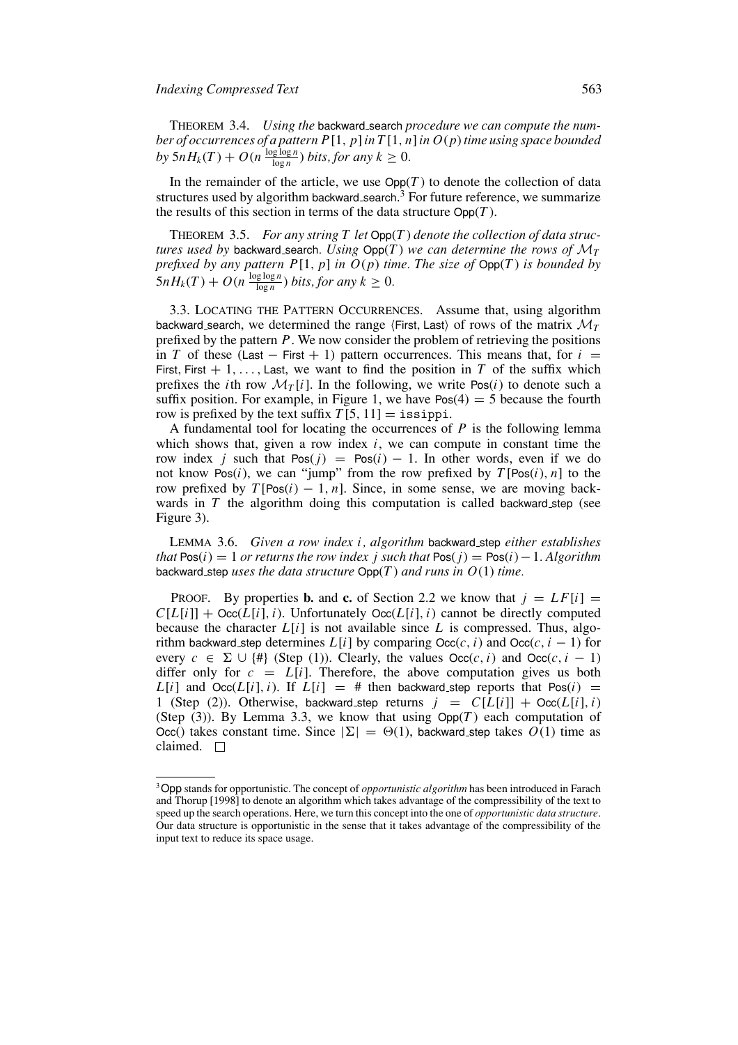THEOREM 3.4. *Using the* backward_search *procedure we can compute the number of occurrences of a pattern* $P[1, p]$ *in* $T[1, n]$ *in* $O(p)$ *time using space bounded by* $5nH_k(T) + O(n \frac{\log\log n}{\log n})$ *bits, for any* $k \geq 0$.

In the remainder of the article, we use $\mathsf{Opp}(T)$ to denote the collection of data structures used by algorithm backward_search.[3] For future reference, we summarize the results of this section in terms of the data structure $\mathsf{Opp}(T)$.

THEOREM 3.5. *For any string* $T$ *let* $\mathsf{Opp}(T)$ *denote the collection of data structures used by* backward_search. *Using* $\mathsf{Opp}(T)$ *we can determine the rows of* $\mathcal{M}_T$ *prefixed by any pattern* $P[1, p]$ *in* $O(p)$ *time. The size of* $\mathsf{Opp}(T)$ *is bounded by* $5nH_k(T) + O(n \frac{\log\log n}{\log n})$ *bits, for any* $k \geq 0$.

3.3. LOCATING THE PATTERN OCCURRENCES. Assume that, using algorithm backward_search, we determined the range $\langle \mathsf{First}, \mathsf{Last} \rangle$ of rows of the matrix $\mathcal{M}_T$ prefixed by the pattern $P$. We now consider the problem of retrieving the positions in $T$ of these ($\mathsf{Last} - \mathsf{First} + 1$) pattern occurrences. This means that, for $i = \mathsf{First}, \mathsf{First} + 1, \ldots, \mathsf{Last}$, we want to find the position in $T$ of the suffix which prefixes the $i$th row $\mathcal{M}_T[i]$. In the following, we write $\mathsf{Pos}(i)$ to denote such a suffix position. For example, in Figure 1, we have $\mathsf{Pos}(4) = 5$ because the fourth row is prefixed by the text suffix $T[5, 11] = \texttt{issippi}$.

A fundamental tool for locating the occurrences of $P$ is the following lemma which shows that, given a row index $i$, we can compute in constant time the row index $j$ such that $\mathsf{Pos}(j) = \mathsf{Pos}(i) - 1$. In other words, even if we do not know $\mathsf{Pos}(i)$, we can "jump" from the row prefixed by $T[\mathsf{Pos}(i), n]$ to the row prefixed by $T[\mathsf{Pos}(i) - 1, n]$. Since, in some sense, we are moving backwards in $T$ the algorithm doing this computation is called backward_step (see Figure 3).

LEMMA 3.6. *Given a row index* $i$*, algorithm* backward_step *either establishes that* $\mathsf{Pos}(i) = 1$ *or returns the row index* $j$ *such that* $\mathsf{Pos}(j) = \mathsf{Pos}(i) - 1$. *Algorithm* backward_step *uses the data structure* $\mathsf{Opp}(T)$ *and runs in* $O(1)$ *time.*

PROOF. By properties **b.** and **c.** of Section 2.2 we know that $j = LF[i] = C[L[i]] + \mathsf{Occ}(L[i], i)$. Unfortunately $\mathsf{Occ}(L[i], i)$ cannot be directly computed because the character $L[i]$ is not available since $L$ is compressed. Thus, algorithm backward_step determines $L[i]$ by comparing $\mathsf{Occ}(c, i)$ and $\mathsf{Occ}(c, i - 1)$ for every $c \in \Sigma \cup \{\#\}$ (Step (1)). Clearly, the values $\mathsf{Occ}(c, i)$ and $\mathsf{Occ}(c, i - 1)$ differ only for $c = L[i]$. Therefore, the above computation gives us both $L[i]$ and $\mathsf{Occ}(L[i], i)$. If $L[i] = \#$ then backward_step reports that $\mathsf{Pos}(i) = 1$ (Step (2)). Otherwise, backward_step returns $j = C[L[i]] + \mathsf{Occ}(L[i], i)$ (Step (3)). By Lemma 3.3, we know that using $\mathsf{Opp}(T)$ each computation of $\mathsf{Occ}()$ takes constant time. Since $|\Sigma| = \Theta(1)$, backward_step takes $O(1)$ time as claimed. $\square$

---

[3] Opp stands for opportunistic. The concept of *opportunistic algorithm* has been introduced in Farach and Thorup [1998] to denote an algorithm which takes advantage of the compressibility of the text to speed up the search operations. Here, we turn this concept into the one of *opportunistic data structure*. Our data structure is opportunistic in the sense that it takes advantage of the compressibility of the input text to reduce its space usage.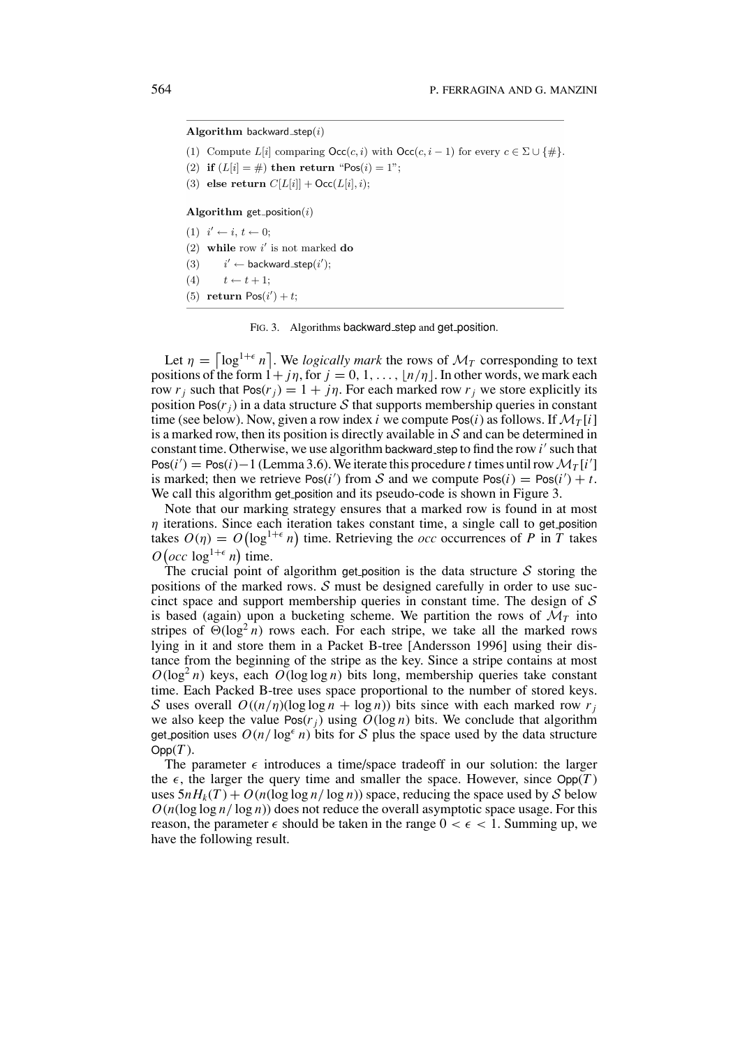**Algorithm** backward_step$(i)$

(1) Compute $L[i]$ comparing $\mathsf{Occ}(c, i)$ with $\mathsf{Occ}(c, i-1)$ for every $c \in \Sigma \cup \{\#\}$.
(2) **if** $(L[i] = \#)$ **then return** "$\mathsf{Pos}(i) = 1$";
(3) **else return** $C[L[i]] + \mathsf{Occ}(L[i], i)$;

**Algorithm** get_position$(i)$

(1) $i' \leftarrow i$, $t \leftarrow 0$;
(2) **while** row $i'$ is not marked **do**
(3) $\quad i' \leftarrow$ backward_step$(i')$;
(4) $\quad t \leftarrow t + 1$;
(5) **return** $\mathsf{Pos}(i') + t$;

FIG. 3. Algorithms backward_step and get_position.

Let $\eta = \lceil \log^{1+\epsilon} n \rceil$. We *logically mark* the rows of $\mathcal{M}_T$ corresponding to text positions of the form $1 + j\eta$, for $j = 0, 1, \ldots, \lfloor n/\eta \rfloor$. In other words, we mark each row $r_j$ such that $\mathsf{Pos}(r_j) = 1 + j\eta$. For each marked row $r_j$ we store explicitly its position $\mathsf{Pos}(r_j)$ in a data structure $\mathcal{S}$ that supports membership queries in constant time (see below). Now, given a row index $i$ we compute $\mathsf{Pos}(i)$ as follows. If $\mathcal{M}_T[i]$ is a marked row, then its position is directly available in $\mathcal{S}$ and can be determined in constant time. Otherwise, we use algorithm backward_step to find the row $i'$ such that $\mathsf{Pos}(i') = \mathsf{Pos}(i) - 1$ (Lemma 3.6). We iterate this procedure $t$ times until row $\mathcal{M}_T[i']$ is marked; then we retrieve $\mathsf{Pos}(i')$ from $\mathcal{S}$ and we compute $\mathsf{Pos}(i) = \mathsf{Pos}(i') + t$. We call this algorithm get_position and its pseudo-code is shown in Figure 3.

Note that our marking strategy ensures that a marked row is found in at most $\eta$ iterations. Since each iteration takes constant time, a single call to get_position takes $O(\eta) = O(\log^{1+\epsilon} n)$ time. Retrieving the *occ* occurrences of $P$ in $T$ takes $O(occ \log^{1+\epsilon} n)$ time.

The crucial point of algorithm get_position is the data structure $\mathcal{S}$ storing the positions of the marked rows. $\mathcal{S}$ must be designed carefully in order to use succinct space and support membership queries in constant time. The design of $\mathcal{S}$ is based (again) upon a bucketing scheme. We partition the rows of $\mathcal{M}_T$ into stripes of $\Theta(\log^2 n)$ rows each. For each stripe, we take all the marked rows lying in it and store them in a Packet B-tree [Andersson 1996] using their distance from the beginning of the stripe as the key. Since a stripe contains at most $O(\log^2 n)$ keys, each $O(\log \log n)$ bits long, membership queries take constant time. Each Packed B-tree uses space proportional to the number of stored keys. $\mathcal{S}$ uses overall $O((n/\eta)(\log \log n + \log n))$ bits since with each marked row $r_j$ we also keep the value $\mathsf{Pos}(r_j)$ using $O(\log n)$ bits. We conclude that algorithm get_position uses $O(n/\log^{\epsilon} n)$ bits for $\mathcal{S}$ plus the space used by the data structure $\mathsf{Opp}(T)$.

The parameter $\epsilon$ introduces a time/space tradeoff in our solution: the larger the $\epsilon$, the larger the query time and smaller the space. However, since $\mathsf{Opp}(T)$ uses $5nH_k(T) + O(n(\log \log n / \log n))$ space, reducing the space used by $\mathcal{S}$ below $O(n(\log \log n / \log n))$ does not reduce the overall asymptotic space usage. For this reason, the parameter $\epsilon$ should be taken in the range $0 < \epsilon < 1$. Summing up, we have the following result.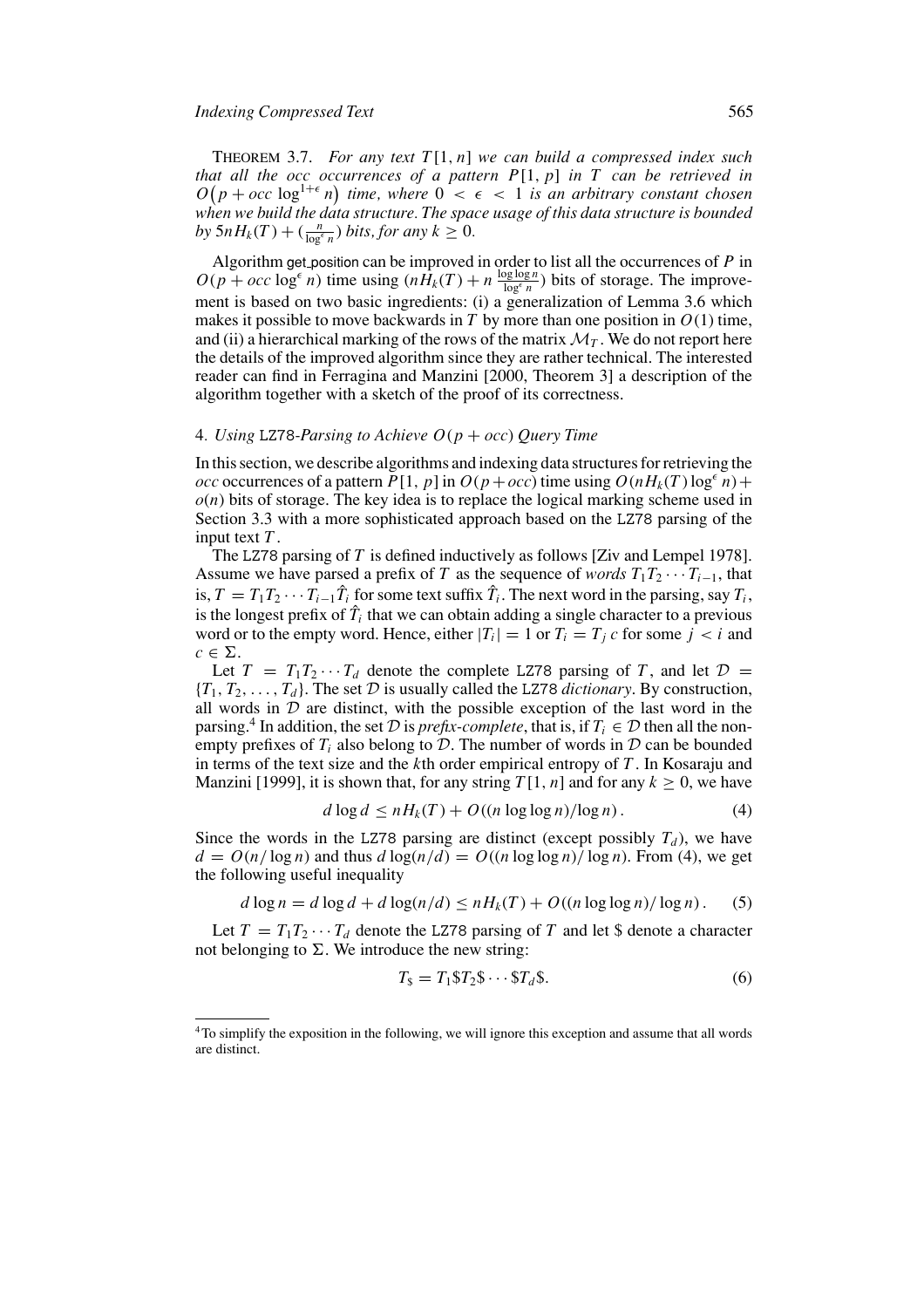THEOREM 3.7. *For any text $T[1, n]$ we can build a compressed index such that all the occ occurrences of a pattern $P[1, p]$ in $T$ can be retrieved in $O\big(p + occ \log^{1+\epsilon} n\big)$ time, where $0 < \epsilon < 1$ is an arbitrary constant chosen when we build the data structure. The space usage of this data structure is bounded by $5nH_k(T) + (\frac{n}{\log^{\epsilon} n})$ bits, for any $k \geq 0$.*

Algorithm get_position can be improved in order to list all the occurrences of $P$ in $O(p + occ \log^{\epsilon} n)$ time using $(nH_k(T) + n \frac{\log \log n}{\log^{\epsilon} n})$ bits of storage. The improvement is based on two basic ingredients: (i) a generalization of Lemma 3.6 which makes it possible to move backwards in $T$ by more than one position in $O(1)$ time, and (ii) a hierarchical marking of the rows of the matrix $\mathcal{M}_T$. We do not report here the details of the improved algorithm since they are rather technical. The interested reader can find in Ferragina and Manzini [2000, Theorem 3] a description of the algorithm together with a sketch of the proof of its correctness.

## 4. *Using* LZ78*-Parsing to Achieve $O(p + occ)$ Query Time*

In this section, we describe algorithms and indexing data structures for retrieving the *occ* occurrences of a pattern $P[1, p]$ in $O(p+occ)$ time using $O(nH_k(T) \log^{\epsilon} n) + o(n)$ bits of storage. The key idea is to replace the logical marking scheme used in Section 3.3 with a more sophisticated approach based on the LZ78 parsing of the input text $T$.

The LZ78 parsing of $T$ is defined inductively as follows [Ziv and Lempel 1978]. Assume we have parsed a prefix of $T$ as the sequence of *words* $T_1 T_2 \cdots T_{i-1}$, that is, $T = T_1 T_2 \cdots T_{i-1} \hat{T}_i$ for some text suffix $\hat{T}_i$. The next word in the parsing, say $T_i$, is the longest prefix of $\hat{T}_i$ that we can obtain adding a single character to a previous word or to the empty word. Hence, either $|T_i| = 1$ or $T_i = T_j\, c$ for some $j < i$ and $c \in \Sigma$.

Let $T = T_1 T_2 \cdots T_d$ denote the complete LZ78 parsing of $T$, and let $\mathcal{D} = \{T_1, T_2, \ldots, T_d\}$. The set $\mathcal{D}$ is usually called the LZ78 *dictionary*. By construction, all words in $\mathcal{D}$ are distinct, with the possible exception of the last word in the parsing.[4] In addition, the set $\mathcal{D}$ is *prefix-complete*, that is, if $T_i \in \mathcal{D}$ then all the non-empty prefixes of $T_i$ also belong to $\mathcal{D}$. The number of words in $\mathcal{D}$ can be bounded in terms of the text size and the $k$th order empirical entropy of $T$. In Kosaraju and Manzini [1999], it is shown that, for any string $T[1, n]$ and for any $k \geq 0$, we have

$$d \log d \leq nH_k(T) + O((n \log \log n)/\log n)\,. \tag{4}$$

Since the words in the LZ78 parsing are distinct (except possibly $T_d$), we have $d = O(n/\log n)$ and thus $d \log(n/d) = O((n \log \log n)/\log n)$. From (4), we get the following useful inequality

$$d \log n = d \log d + d \log(n/d) \leq nH_k(T) + O((n \log \log n)/\log n)\,. \tag{5}$$

Let $T = T_1 T_2 \cdots T_d$ denote the LZ78 parsing of $T$ and let \$ denote a character not belonging to $\Sigma$. We introduce the new string:

$$T_\$ = T_1 \$ T_2 \$ \cdots \$ T_d \$. \tag{6}$$

[4] To simplify the exposition in the following, we will ignore this exception and assume that all words are distinct.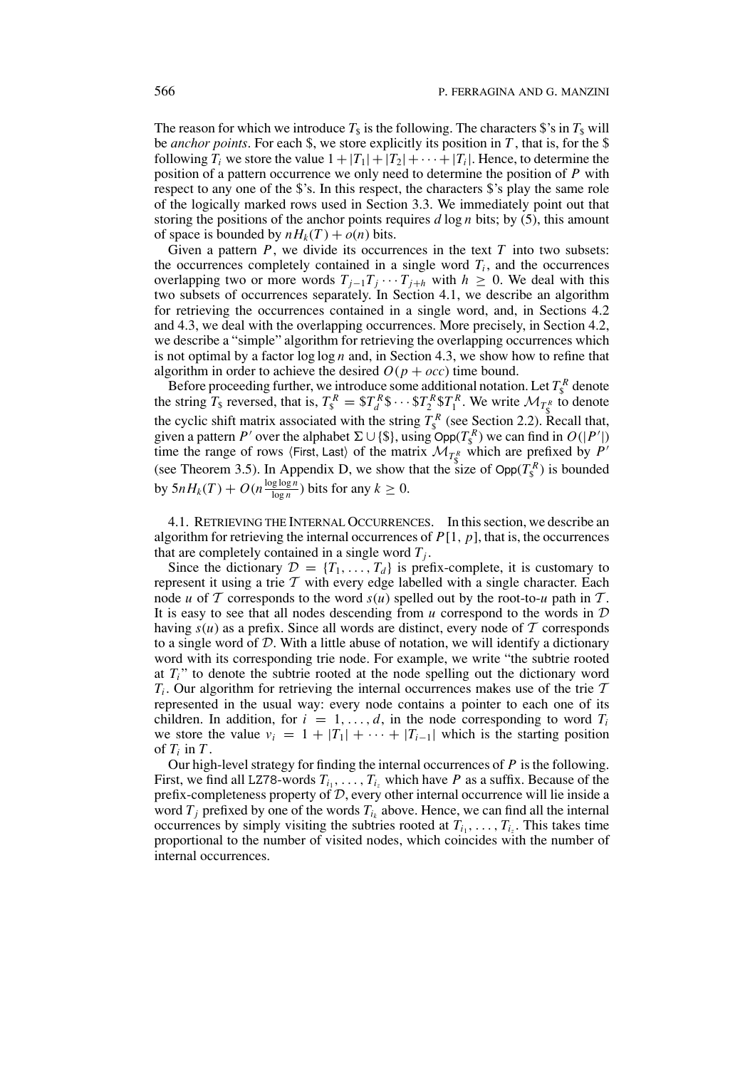The reason for which we introduce $T_\$$ is the following. The characters \$'s in $T_\$$ will be *anchor points*. For each \$, we store explicitly its position in $T$, that is, for the \$ following $T_i$ we store the value $1 + |T_1| + |T_2| + \cdots + |T_i|$. Hence, to determine the position of a pattern occurrence we only need to determine the position of $P$ with respect to any one of the \$'s. In this respect, the characters \$'s play the same role of the logically marked rows used in Section 3.3. We immediately point out that storing the positions of the anchor points requires $d \log n$ bits; by (5), this amount of space is bounded by $nH_k(T) + o(n)$ bits.

Given a pattern $P$, we divide its occurrences in the text $T$ into two subsets: the occurrences completely contained in a single word $T_i$, and the occurrences overlapping two or more words $T_{j-1}T_j \cdots T_{j+h}$ with $h \geq 0$. We deal with this two subsets of occurrences separately. In Section 4.1, we describe an algorithm for retrieving the occurrences contained in a single word, and, in Sections 4.2 and 4.3, we deal with the overlapping occurrences. More precisely, in Section 4.2, we describe a "simple" algorithm for retrieving the overlapping occurrences which is not optimal by a factor $\log \log n$ and, in Section 4.3, we show how to refine that algorithm in order to achieve the desired $O(p + occ)$ time bound.

Before proceeding further, we introduce some additional notation. Let $T_\$^R$ denote the string $T_\$$ reversed, that is, $T_\$^R = \$T_d^R\$ \cdots \$T_2^R\$T_1^R$. We write $\mathcal{M}_{T_\$^R}$ to denote the cyclic shift matrix associated with the string $T_\$^R$ (see Section 2.2). Recall that, given a pattern $P'$ over the alphabet $\Sigma \cup \{\$\}$, using $\mathsf{Opp}(T_\$^R)$ we can find in $O(|P'|)$ time the range of rows $\langle \mathsf{First}, \mathsf{Last} \rangle$ of the matrix $\mathcal{M}_{T_\$^R}$ which are prefixed by $P'$ (see Theorem 3.5). In Appendix D, we show that the size of $\mathsf{Opp}(T_\$^R)$ is bounded by $5nH_k(T) + O(n \frac{\log \log n}{\log n})$ bits for any $k \geq 0$.

### 4.1. Retrieving the Internal Occurrences.

In this section, we describe an algorithm for retrieving the internal occurrences of $P[1, p]$, that is, the occurrences that are completely contained in a single word $T_j$.

Since the dictionary $\mathcal{D} = \{T_1, \ldots, T_d\}$ is prefix-complete, it is customary to represent it using a trie $\mathcal{T}$ with every edge labelled with a single character. Each node $u$ of $\mathcal{T}$ corresponds to the word $s(u)$ spelled out by the root-to-$u$ path in $\mathcal{T}$. It is easy to see that all nodes descending from $u$ correspond to the words in $\mathcal{D}$ having $s(u)$ as a prefix. Since all words are distinct, every node of $\mathcal{T}$ corresponds to a single word of $\mathcal{D}$. With a little abuse of notation, we will identify a dictionary word with its corresponding trie node. For example, we write "the subtrie rooted at $T_i$" to denote the subtrie rooted at the node spelling out the dictionary word $T_i$. Our algorithm for retrieving the internal occurrences makes use of the trie $\mathcal{T}$ represented in the usual way: every node contains a pointer to each one of its children. In addition, for $i = 1, \ldots, d$, in the node corresponding to word $T_i$ we store the value $v_i = 1 + |T_1| + \cdots + |T_{i-1}|$ which is the starting position of $T_i$ in $T$.

Our high-level strategy for finding the internal occurrences of $P$ is the following. First, we find all LZ78-words $T_{i_1}, \ldots, T_{i_z}$ which have $P$ as a suffix. Because of the prefix-completeness property of $\mathcal{D}$, every other internal occurrence will lie inside a word $T_j$ prefixed by one of the words $T_{i_k}$ above. Hence, we can find all the internal occurrences by simply visiting the subtries rooted at $T_{i_1}, \ldots, T_{i_z}$. This takes time proportional to the number of visited nodes, which coincides with the number of internal occurrences.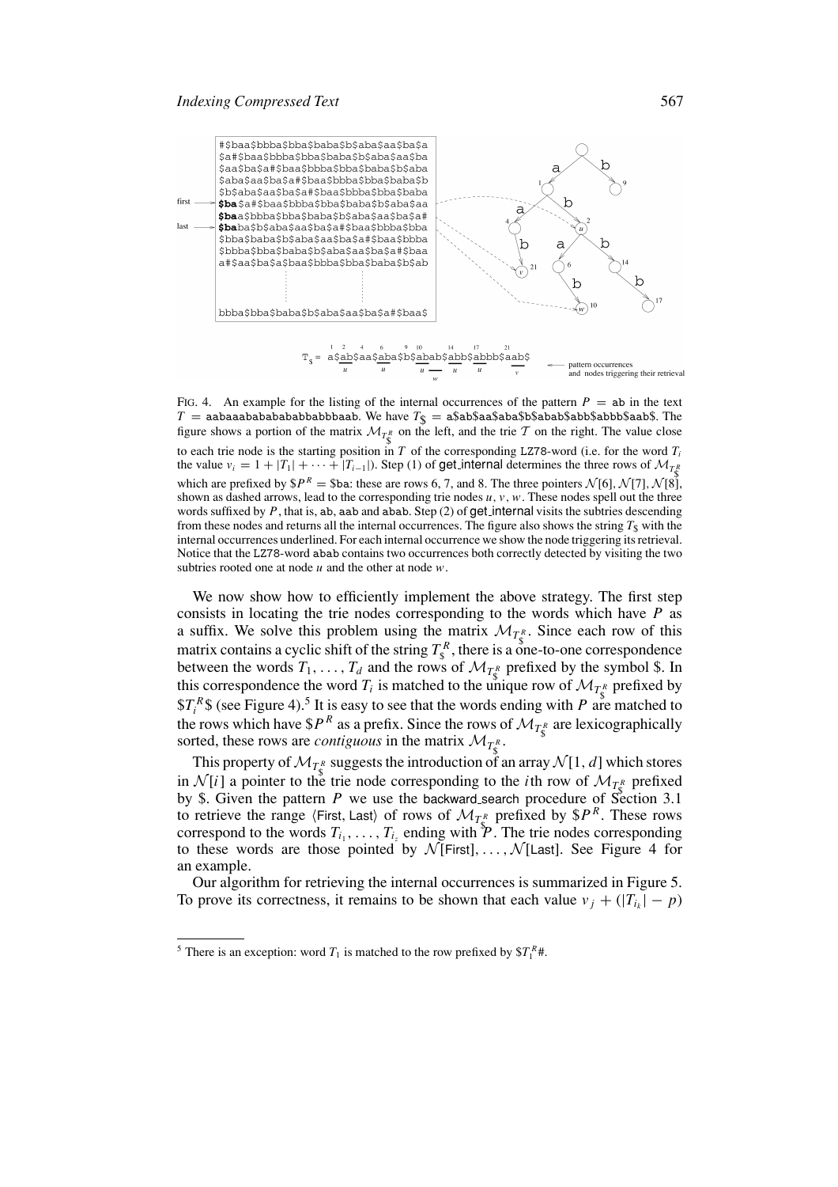FIG. 4. An example for the listing of the internal occurrences of the pattern $P$ = ab in the text $T$ = aabaaabababababbabbbaab. We have $T_\$$ = a$ab$aa$aba$b$abab$abb$abbb$aab$. The figure shows a portion of the matrix $\mathcal{M}_{T_\$^R}$ on the left, and the trie $\mathcal{T}$ on the right. The value close to each trie node is the starting position in $T$ of the corresponding LZ78-word (i.e. for the word $T_i$ the value $v_i = 1 + |T_1| + \cdots + |T_{i-1}|$). Step (1) of get_internal determines the three rows of $\mathcal{M}_{T_\$^R}$ which are prefixed by $\$P^R$ = $ba: these are rows 6, 7, and 8. The three pointers $\mathcal{N}[6]$, $\mathcal{N}[7]$, $\mathcal{N}[8]$, shown as dashed arrows, lead to the corresponding trie nodes $u$, $v$, $w$. These nodes spell out the three words suffixed by $P$, that is, ab, aab and abab. Step (2) of get_internal visits the subtries descending from these nodes and returns all the internal occurrences. The figure also shows the string $T_\$$ with the internal occurrences underlined. For each internal occurrence we show the node triggering its retrieval. Notice that the LZ78-word abab contains two occurrences both correctly detected by visiting the two subtries rooted one at node $u$ and the other at node $w$.

We now show how to efficiently implement the above strategy. The first step consists in locating the trie nodes corresponding to the words which have $P$ as a suffix. We solve this problem using the matrix $\mathcal{M}_{T_\$^R}$. Since each row of this matrix contains a cyclic shift of the string $T_\$^R$, there is a one-to-one correspondence between the words $T_1, \ldots, T_d$ and the rows of $\mathcal{M}_{T_\$^R}$ prefixed by the symbol \$. In this correspondence the word $T_i$ is matched to the unique row of $\mathcal{M}_{T_\$^R}$ prefixed by $\$T_i^R\$$ (see Figure 4).[5] It is easy to see that the words ending with $P$ are matched to the rows which have $\$P^R$ as a prefix. Since the rows of $\mathcal{M}_{T_\$^R}$ are lexicographically sorted, these rows are *contiguous* in the matrix $\mathcal{M}_{T_\$^R}$.

This property of $\mathcal{M}_{T_\$^R}$ suggests the introduction of an array $\mathcal{N}[1, d]$ which stores in $\mathcal{N}[i]$ a pointer to the trie node corresponding to the $i$th row of $\mathcal{M}_{T_\$^R}$ prefixed by \$. Given the pattern $P$ we use the backward_search procedure of Section 3.1 to retrieve the range $\langle$First, Last$\rangle$ of rows of $\mathcal{M}_{T_\$^R}$ prefixed by $\$P^R$. These rows correspond to the words $T_{i_1}, \ldots, T_{i_z}$ ending with $P$. The trie nodes corresponding to these words are those pointed by $\mathcal{N}$[First], ..., $\mathcal{N}$[Last]. See Figure 4 for an example.

Our algorithm for retrieving the internal occurrences is summarized in Figure 5. To prove its correctness, it remains to be shown that each value $v_j + (|T_{i_k}| - p)$

[5] There is an exception: word $T_1$ is matched to the row prefixed by $\$T_1^R\#$.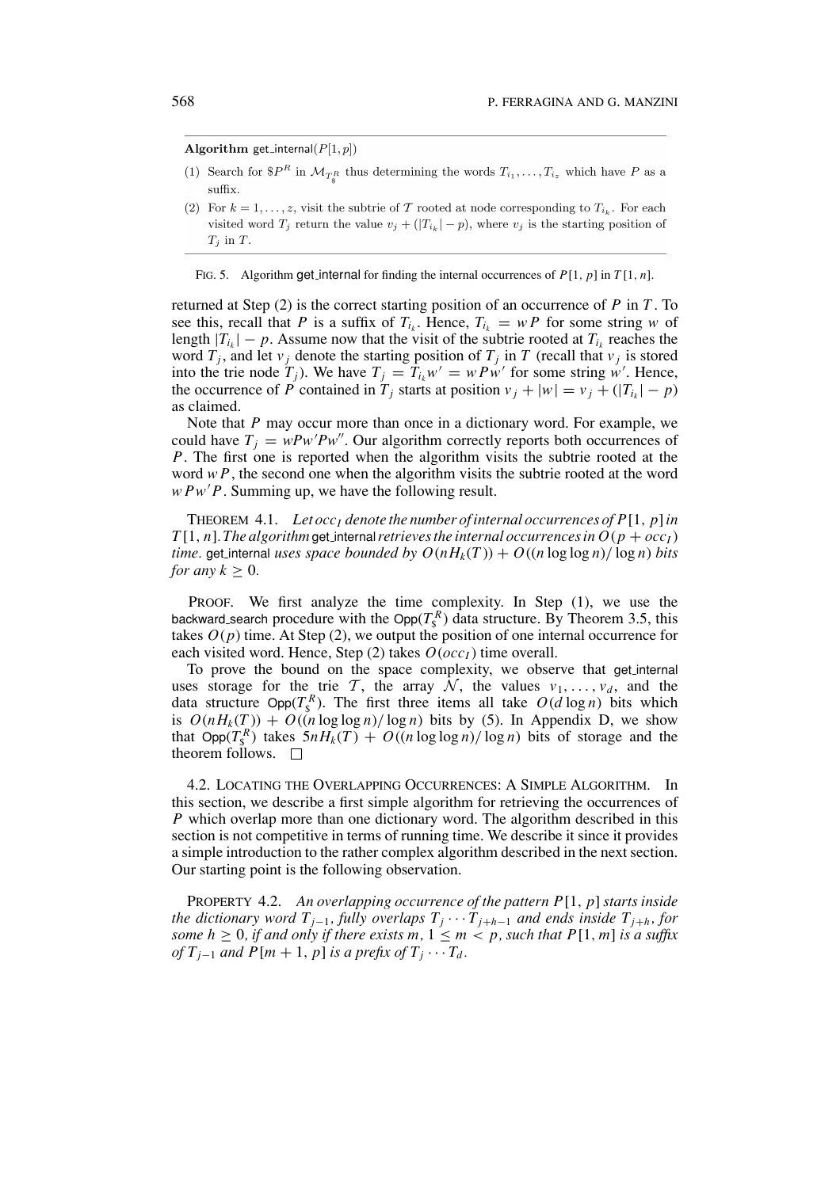**Algorithm** get_internal($P[1,p]$)

(1) Search for $\$P^R$ in $\mathcal{M}_{T^R_\$}$ thus determining the words $T_{i_1}, \ldots, T_{i_z}$ which have $P$ as a suffix.

(2) For $k = 1, \ldots, z$, visit the subtrie of $\mathcal{T}$ rooted at node corresponding to $T_{i_k}$. For each visited word $T_j$ return the value $v_j + (|T_{i_k}| - p)$, where $v_j$ is the starting position of $T_j$ in $T$.

FIG. 5. Algorithm get_internal for finding the internal occurrences of $P[1, p]$ in $T[1, n]$.

returned at Step (2) is the correct starting position of an occurrence of $P$ in $T$. To see this, recall that $P$ is a suffix of $T_{i_k}$. Hence, $T_{i_k} = wP$ for some string $w$ of length $|T_{i_k}| - p$. Assume now that the visit of the subtrie rooted at $T_{i_k}$ reaches the word $T_j$, and let $v_j$ denote the starting position of $T_j$ in $T$ (recall that $v_j$ is stored into the trie node $T_j$). We have $T_j = T_{i_k}w' = wPw'$ for some string $w'$. Hence, the occurrence of $P$ contained in $T_j$ starts at position $v_j + |w| = v_j + (|T_{i_k}| - p)$ as claimed.

Note that $P$ may occur more than once in a dictionary word. For example, we could have $T_j = wPw'Pw''$. Our algorithm correctly reports both occurrences of $P$. The first one is reported when the algorithm visits the subtrie rooted at the word $wP$, the second one when the algorithm visits the subtrie rooted at the word $wPw'P$. Summing up, we have the following result.

THEOREM 4.1. *Let $occ_I$ denote the number of internal occurrences of $P[1, p]$ in $T[1, n]$. The algorithm* get_internal *retrieves the internal occurrences in $O(p + occ_I)$ time.* get_internal *uses space bounded by $O(nH_k(T)) + O((n \log \log n)/ \log n)$ bits for any $k \geq 0$.*

PROOF. We first analyze the time complexity. In Step (1), we use the backward_search procedure with the $\mathsf{Opp}(T^R_\$)$ data structure. By Theorem 3.5, this takes $O(p)$ time. At Step (2), we output the position of one internal occurrence for each visited word. Hence, Step (2) takes $O(occ_I)$ time overall.

To prove the bound on the space complexity, we observe that get_internal uses storage for the trie $\mathcal{T}$, the array $\mathcal{N}$, the values $v_1, \ldots, v_d$, and the data structure $\mathsf{Opp}(T^R_\$)$. The first three items all take $O(d \log n)$ bits which is $O(nH_k(T)) + O((n \log \log n)/ \log n)$ bits by (5). In Appendix D, we show that $\mathsf{Opp}(T^R_\$)$ takes $5nH_k(T) + O((n \log \log n)/ \log n)$ bits of storage and the theorem follows. □

4.2. LOCATING THE OVERLAPPING OCCURRENCES: A SIMPLE ALGORITHM. In this section, we describe a first simple algorithm for retrieving the occurrences of $P$ which overlap more than one dictionary word. The algorithm described in this section is not competitive in terms of running time. We describe it since it provides a simple introduction to the rather complex algorithm described in the next section. Our starting point is the following observation.

PROPERTY 4.2. *An overlapping occurrence of the pattern $P[1, p]$ starts inside the dictionary word $T_{j-1}$, fully overlaps $T_j \cdots T_{j+h-1}$ and ends inside $T_{j+h}$, for some $h \geq 0$, if and only if there exists $m$, $1 \leq m < p$, such that $P[1, m]$ is a suffix of $T_{j-1}$ and $P[m + 1, p]$ is a prefix of $T_j \cdots T_d$.*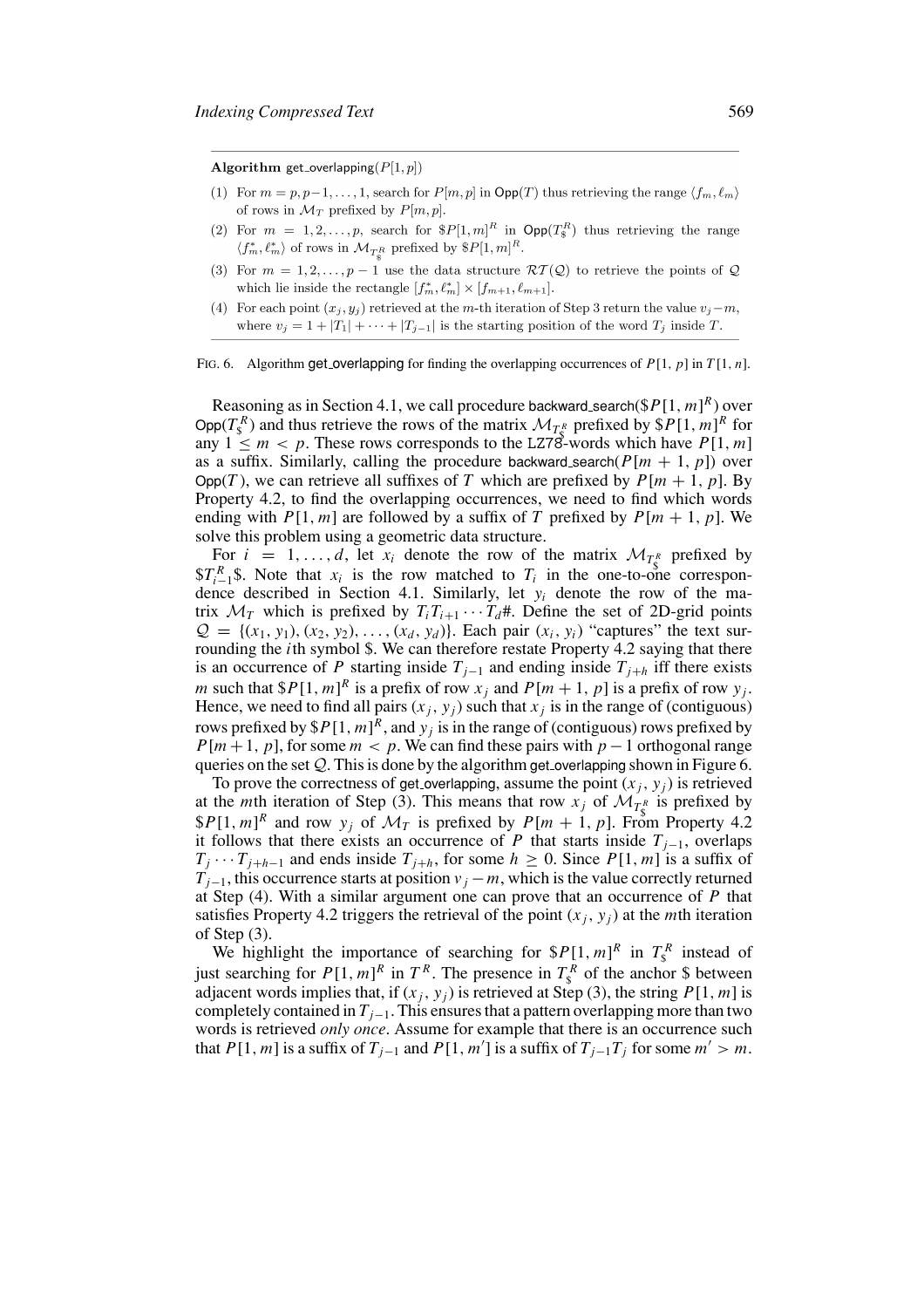**Algorithm** get_overlapping($P[1, p]$)

(1) For $m = p, p-1, \ldots, 1$, search for $P[m, p]$ in $\mathsf{Opp}(T)$ thus retrieving the range $\langle f_m, \ell_m \rangle$ of rows in $\mathcal{M}_T$ prefixed by $P[m, p]$.

(2) For $m = 1, 2, \ldots, p$, search for $\$P[1, m]^R$ in $\mathsf{Opp}(T_\$^R)$ thus retrieving the range $\langle f_m^*, \ell_m^* \rangle$ of rows in $\mathcal{M}_{T_\$^R}$ prefixed by $\$P[1, m]^R$.

(3) For $m = 1, 2, \ldots, p-1$ use the data structure $\mathcal{RT}(\mathcal{Q})$ to retrieve the points of $\mathcal{Q}$ which lie inside the rectangle $[f_m^*, \ell_m^*] \times [f_{m+1}, \ell_{m+1}]$.

(4) For each point $(x_j, y_j)$ retrieved at the $m$-th iteration of Step 3 return the value $v_j - m$, where $v_j = 1 + |T_1| + \cdots + |T_{j-1}|$ is the starting position of the word $T_j$ inside $T$.

FIG. 6. Algorithm get_overlapping for finding the overlapping occurrences of $P[1, p]$ in $T[1, n]$.

Reasoning as in Section 4.1, we call procedure backward_search($\$P[1, m]^R$) over $\mathsf{Opp}(T_\$^R)$ and thus retrieve the rows of the matrix $\mathcal{M}_{T_\$^R}$ prefixed by $\$P[1, m]^R$ for any $1 \leq m < p$. These rows corresponds to the LZ78-words which have $P[1, m]$ as a suffix. Similarly, calling the procedure backward_search($P[m + 1, p]$) over $\mathsf{Opp}(T)$, we can retrieve all suffixes of $T$ which are prefixed by $P[m + 1, p]$. By Property 4.2, to find the overlapping occurrences, we need to find which words ending with $P[1, m]$ are followed by a suffix of $T$ prefixed by $P[m + 1, p]$. We solve this problem using a geometric data structure.

For $i = 1, \ldots, d$, let $x_i$ denote the row of the matrix $\mathcal{M}_{T_\$^R}$ prefixed by $\$T_{i-1}^R\$$. Note that $x_i$ is the row matched to $T_i$ in the one-to-one correspondence described in Section 4.1. Similarly, let $y_i$ denote the row of the matrix $\mathcal{M}_T$ which is prefixed by $T_i T_{i+1} \cdots T_d\#$. Define the set of 2D-grid points $\mathcal{Q} = \{(x_1, y_1), (x_2, y_2), \ldots, (x_d, y_d)\}$. Each pair $(x_i, y_i)$ "captures" the text surrounding the $i$th symbol \$. We can therefore restate Property 4.2 saying that there is an occurrence of $P$ starting inside $T_{j-1}$ and ending inside $T_{j+h}$ iff there exists $m$ such that $\$P[1, m]^R$ is a prefix of row $x_j$ and $P[m + 1, p]$ is a prefix of row $y_j$. Hence, we need to find all pairs $(x_j, y_j)$ such that $x_j$ is in the range of (contiguous) rows prefixed by $\$P[1, m]^R$, and $y_j$ is in the range of (contiguous) rows prefixed by $P[m+1, p]$, for some $m < p$. We can find these pairs with $p-1$ orthogonal range queries on the set $\mathcal{Q}$. This is done by the algorithm get_overlapping shown in Figure 6.

To prove the correctness of get_overlapping, assume the point $(x_j, y_j)$ is retrieved at the $m$th iteration of Step (3). This means that row $x_j$ of $\mathcal{M}_{T_\$^R}$ is prefixed by $\$P[1, m]^R$ and row $y_j$ of $\mathcal{M}_T$ is prefixed by $P[m + 1, p]$. From Property 4.2 it follows that there exists an occurrence of $P$ that starts inside $T_{j-1}$, overlaps $T_j \cdots T_{j+h-1}$ and ends inside $T_{j+h}$, for some $h \geq 0$. Since $P[1, m]$ is a suffix of $T_{j-1}$, this occurrence starts at position $v_j - m$, which is the value correctly returned at Step (4). With a similar argument one can prove that an occurrence of $P$ that satisfies Property 4.2 triggers the retrieval of the point $(x_j, y_j)$ at the $m$th iteration of Step (3).

We highlight the importance of searching for $\$P[1, m]^R$ in $T_\$^R$ instead of just searching for $P[1, m]^R$ in $T^R$. The presence in $T_\$^R$ of the anchor \$ between adjacent words implies that, if $(x_j, y_j)$ is retrieved at Step (3), the string $P[1, m]$ is completely contained in $T_{j-1}$. This ensures that a pattern overlapping more than two words is retrieved *only once*. Assume for example that there is an occurrence such that $P[1, m]$ is a suffix of $T_{j-1}$ and $P[1, m']$ is a suffix of $T_{j-1} T_j$ for some $m' > m$.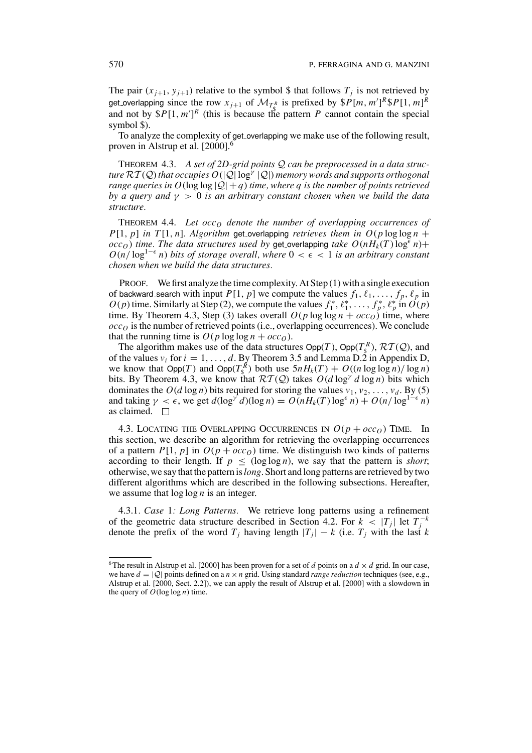The pair $(x_{j+1}, y_{j+1})$ relative to the symbol \$ that follows $T_j$ is not retrieved by get_overlapping since the row $x_{j+1}$ of $\mathcal{M}_{T_\$^R}$ is prefixed by $\$P[m, m']^R\$P[1, m]^R$ and not by $\$P[1, m']^R$ (this is because the pattern $P$ cannot contain the special symbol \$).

To analyze the complexity of get_overlapping we make use of the following result, proven in Alstrup et al. [2000].[6]

THEOREM 4.3. *A set of 2D-grid points $\mathcal{Q}$ can be preprocessed in a data structure $\mathcal{RT}(\mathcal{Q})$ that occupies $O(|\mathcal{Q}| \log^\gamma |\mathcal{Q}|)$ memory words and supports orthogonal range queries in $O(\log\log|\mathcal{Q}| + q)$ time, where $q$ is the number of points retrieved by a query and $\gamma > 0$ is an arbitrary constant chosen when we build the data structure.*

THEOREM 4.4. *Let $occ_O$ denote the number of overlapping occurrences of $P[1, p]$ in $T[1, n]$. Algorithm get_overlapping retrieves them in $O(p \log\log n + occ_O)$ time. The data structures used by get_overlapping take $O(nH_k(T)\log^\epsilon n) + O(n/\log^{1-\epsilon} n)$ bits of storage overall, where $0 < \epsilon < 1$ is an arbitrary constant chosen when we build the data structures.*

PROOF. We first analyze the time complexity. At Step (1) with a single execution of backward_search with input $P[1, p]$ we compute the values $f_1, \ell_1, \ldots, f_p, \ell_p$ in $O(p)$ time. Similarly at Step (2), we compute the values $f_1^*, \ell_1^*, \ldots, f_p^*, \ell_p^*$ in $O(p)$ time. By Theorem 4.3, Step (3) takes overall $O(p \log\log n + occ_O)$ time, where $occ_O$ is the number of retrieved points (i.e., overlapping occurrences). We conclude that the running time is $O(p \log\log n + occ_O)$.

The algorithm makes use of the data structures $\mathsf{Opp}(T)$, $\mathsf{Opp}(T_\$^R)$, $\mathcal{RT}(\mathcal{Q})$, and of the values $v_i$ for $i = 1, \ldots, d$. By Theorem 3.5 and Lemma D.2 in Appendix D, we know that $\mathsf{Opp}(T)$ and $\mathsf{Opp}(T_\$^R)$ both use $5nH_k(T) + O((n \log\log n)/\log n)$ bits. By Theorem 4.3, we know that $\mathcal{RT}(\mathcal{Q})$ takes $O(d \log^\gamma d \log n)$ bits which dominates the $O(d \log n)$ bits required for storing the values $v_1, v_2, \ldots, v_d$. By (5) and taking $\gamma < \epsilon$, we get $d(\log^\gamma d)(\log n) = O(nH_k(T)\log^\epsilon n) + O(n/\log^{1-\epsilon} n)$ as claimed. □

4.3. LOCATING THE OVERLAPPING OCCURRENCES IN $O(p + occ_O)$ TIME. In this section, we describe an algorithm for retrieving the overlapping occurrences of a pattern $P[1, p]$ in $O(p + occ_O)$ time. We distinguish two kinds of patterns according to their length. If $p \leq (\log\log n)$, we say that the pattern is *short*; otherwise, we say that the pattern is *long*. Short and long patterns are retrieved by two different algorithms which are described in the following subsections. Hereafter, we assume that $\log\log n$ is an integer.

4.3.1. *Case* 1*: Long Patterns.* We retrieve long patterns using a refinement of the geometric data structure described in Section 4.2. For $k < |T_j|$ let $T_j^{-k}$ denote the prefix of the word $T_j$ having length $|T_j| - k$ (i.e. $T_j$ with the last $k$

[6] The result in Alstrup et al. [2000] has been proven for a set of $d$ points on a $d \times d$ grid. In our case, we have $d = |\mathcal{Q}|$ points defined on a $n \times n$ grid. Using standard *range reduction* techniques (see, e.g., Alstrup et al. [2000, Sect. 2.2]), we can apply the result of Alstrup et al. [2000] with a slowdown in the query of $O(\log\log n)$ time.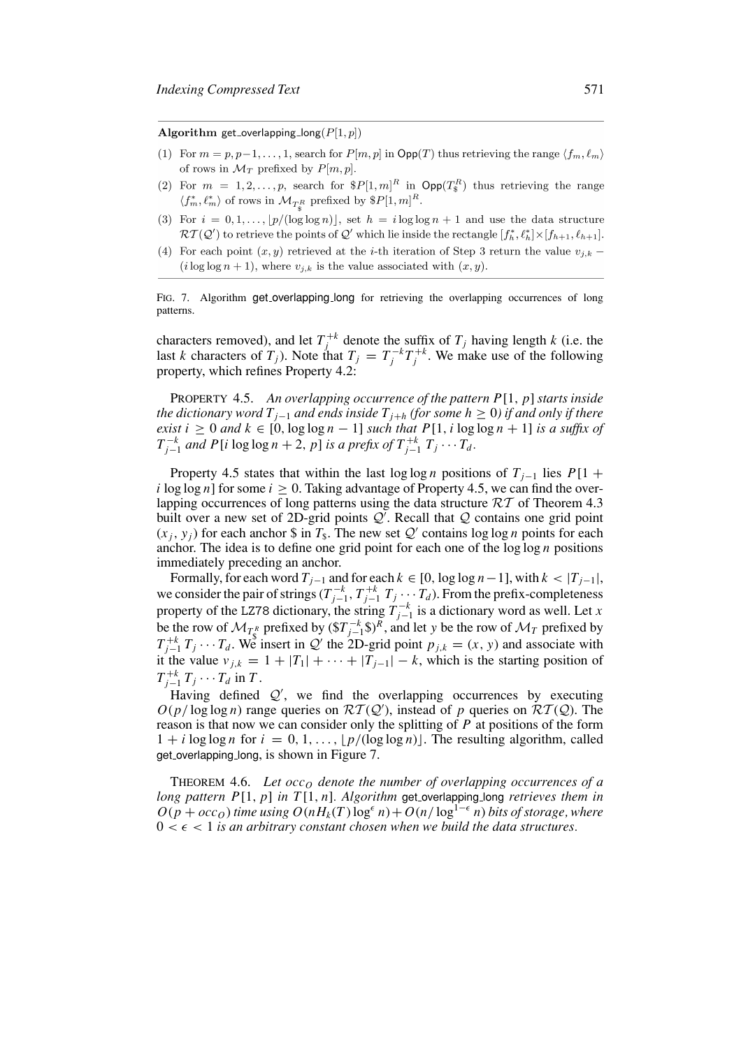**Algorithm** get_overlapping_long($P[1,p]$)

(1) For $m = p, p-1, \ldots, 1$, search for $P[m,p]$ in $\mathsf{Opp}(T)$ thus retrieving the range $\langle f_m, \ell_m \rangle$ of rows in $\mathcal{M}_T$ prefixed by $P[m,p]$.

(2) For $m = 1, 2, \ldots, p$, search for $\$P[1,m]^R$ in $\mathsf{Opp}(T_\$^R)$ thus retrieving the range $\langle f_m^*, \ell_m^* \rangle$ of rows in $\mathcal{M}_{T_\$^R}$ prefixed by $\$P[1,m]^R$.

(3) For $i = 0, 1, \ldots, \lfloor p/(\log\log n) \rfloor$, set $h = i \log\log n + 1$ and use the data structure $\mathcal{RT}(\mathcal{Q}')$ to retrieve the points of $\mathcal{Q}'$ which lie inside the rectangle $[f_h^*, \ell_h^*] \times [f_{h+1}, \ell_{h+1}]$.

(4) For each point $(x,y)$ retrieved at the $i$-th iteration of Step 3 return the value $v_{j,k} - (i \log\log n + 1)$, where $v_{j,k}$ is the value associated with $(x,y)$.

FIG. 7. Algorithm get_overlapping_long for retrieving the overlapping occurrences of long patterns.

characters removed), and let $T_j^{+k}$ denote the suffix of $T_j$ having length $k$ (i.e. the last $k$ characters of $T_j$). Note that $T_j = T_j^{-k} T_j^{+k}$. We make use of the following property, which refines Property 4.2:

PROPERTY 4.5. *An overlapping occurrence of the pattern $P[1, p]$ starts inside the dictionary word $T_{j-1}$ and ends inside $T_{j+h}$ (for some $h \geq 0$) if and only if there exist $i \geq 0$ and $k \in [0, \log\log n - 1]$ such that $P[1, i \log\log n + 1]$ is a suffix of $T_{j-1}^{-k}$ and $P[i \log\log n + 2, p]$ is a prefix of $T_{j-1}^{+k}\, T_j \cdots T_d$.*

Property 4.5 states that within the last $\log\log n$ positions of $T_{j-1}$ lies $P[1 + i \log\log n]$ for some $i \geq 0$. Taking advantage of Property 4.5, we can find the overlapping occurrences of long patterns using the data structure $\mathcal{RT}$ of Theorem 4.3 built over a new set of 2D-grid points $\mathcal{Q}'$. Recall that $\mathcal{Q}$ contains one grid point $(x_j, y_j)$ for each anchor \$ in $T_\$$. The new set $\mathcal{Q}'$ contains $\log\log n$ points for each anchor. The idea is to define one grid point for each one of the $\log\log n$ positions immediately preceding an anchor.

Formally, for each word $T_{j-1}$ and for each $k \in [0, \log\log n - 1]$, with $k < |T_{j-1}|$, we consider the pair of strings $(T_{j-1}^{-k}, T_{j-1}^{+k}\, T_j \cdots T_d)$. From the prefix-completeness property of the LZ78 dictionary, the string $T_{j-1}^{-k}$ is a dictionary word as well. Let $x$ be the row of $\mathcal{M}_{T_\$^R}$ prefixed by $(\$T_{j-1}^{-k}\$)^R$, and let $y$ be the row of $\mathcal{M}_T$ prefixed by $T_{j-1}^{+k}\, T_j \cdots T_d$. We insert in $\mathcal{Q}'$ the 2D-grid point $p_{j,k} = (x, y)$ and associate with it the value $v_{j,k} = 1 + |T_1| + \cdots + |T_{j-1}| - k$, which is the starting position of $T_{j-1}^{+k}\, T_j \cdots T_d$ in $T$.

Having defined $\mathcal{Q}'$, we find the overlapping occurrences by executing $O(p/\log\log n)$ range queries on $\mathcal{RT}(\mathcal{Q}')$, instead of $p$ queries on $\mathcal{RT}(\mathcal{Q})$. The reason is that now we can consider only the splitting of $P$ at positions of the form $1 + i \log\log n$ for $i = 0, 1, \ldots, \lfloor p/(\log\log n) \rfloor$. The resulting algorithm, called get_overlapping_long, is shown in Figure 7.

THEOREM 4.6. *Let $occ_O$ denote the number of overlapping occurrences of a long pattern $P[1, p]$ in $T[1, n]$. Algorithm get_overlapping_long retrieves them in $O(p + occ_O)$ time using $O(nH_k(T) \log^\epsilon n) + O(n/\log^{1-\epsilon} n)$ bits of storage, where $0 < \epsilon < 1$ is an arbitrary constant chosen when we build the data structures.*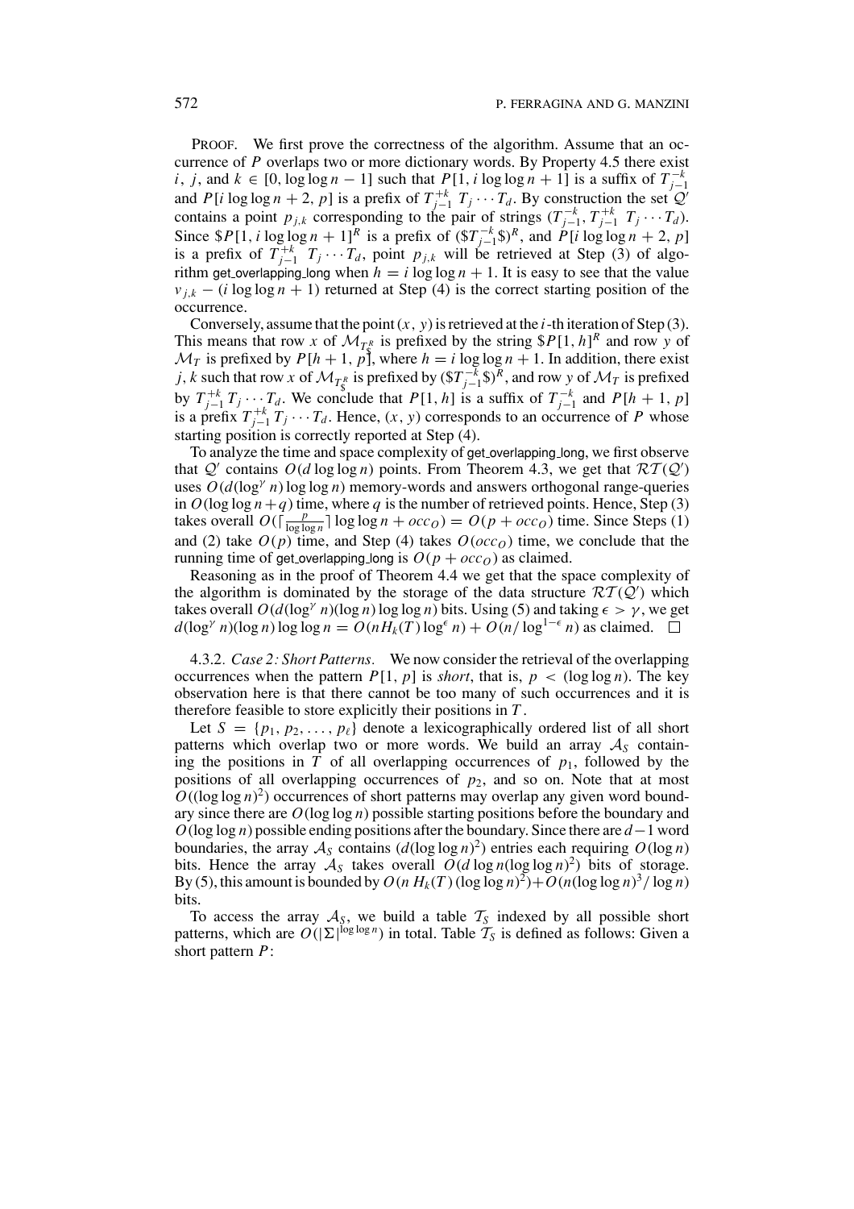PROOF. We first prove the correctness of the algorithm. Assume that an occurrence of $P$ overlaps two or more dictionary words. By Property 4.5 there exist $i$, $j$, and $k \in [0, \log\log n - 1]$ such that $P[1, i\log\log n + 1]$ is a suffix of $T_{j-1}^{-k}$ and $P[i\log\log n + 2, p]$ is a prefix of $T_{j-1}^{+k}\ T_j \cdots T_d$. By construction the set $\mathcal{Q}'$ contains a point $p_{j,k}$ corresponding to the pair of strings $(T_{j-1}^{-k}, T_{j-1}^{+k}\ T_j \cdots T_d)$. Since $\$P[1, i\log\log n + 1]^R$ is a prefix of $(\$T_{j-1}^{-k}\$)^R$, and $P[i\log\log n + 2, p]$ is a prefix of $T_{j-1}^{+k}\ T_j \cdots T_d$, point $p_{j,k}$ will be retrieved at Step (3) of algorithm get_overlapping_long when $h = i\log\log n + 1$. It is easy to see that the value $v_{j,k} - (i\log\log n + 1)$ returned at Step (4) is the correct starting position of the occurrence.

Conversely, assume that the point $(x, y)$ is retrieved at the $i$-th iteration of Step (3). This means that row $x$ of $\mathcal{M}_{T_\$^R}$ is prefixed by the string $\$P[1, h]^R$ and row $y$ of $\mathcal{M}_T$ is prefixed by $P[h+1, p]$, where $h = i\log\log n + 1$. In addition, there exist $j, k$ such that row $x$ of $\mathcal{M}_{T_\$^R}$ is prefixed by $(\$T_{j-1}^{-k}\$)^R$, and row $y$ of $\mathcal{M}_T$ is prefixed by $T_{j-1}^{+k}\,T_j \cdots T_d$. We conclude that $P[1, h]$ is a suffix of $T_{j-1}^{-k}$ and $P[h+1, p]$ is a prefix $T_{j-1}^{+k}\,T_j \cdots T_d$. Hence, $(x, y)$ corresponds to an occurrence of $P$ whose starting position is correctly reported at Step (4).

To analyze the time and space complexity of get_overlapping_long, we first observe that $\mathcal{Q}'$ contains $O(d\log\log n)$ points. From Theorem 4.3, we get that $\mathcal{RT}(\mathcal{Q}')$ uses $O(d(\log^\gamma n)\log\log n)$ memory-words and answers orthogonal range-queries in $O(\log\log n + q)$ time, where $q$ is the number of retrieved points. Hence, Step (3) takes overall $O(\lceil \frac{p}{\log\log n} \rceil \log\log n + occ_O) = O(p + occ_O)$ time. Since Steps (1) and (2) take $O(p)$ time, and Step (4) takes $O(occ_O)$ time, we conclude that the running time of get_overlapping_long is $O(p + occ_O)$ as claimed.

Reasoning as in the proof of Theorem 4.4 we get that the space complexity of the algorithm is dominated by the storage of the data structure $\mathcal{RT}(\mathcal{Q}')$ which takes overall $O(d(\log^\gamma n)(\log n)\log\log n)$ bits. Using (5) and taking $\epsilon > \gamma$, we get $d(\log^\gamma n)(\log n)\log\log n = O(nH_k(T)\log^\epsilon n) + O(n/\log^{1-\epsilon} n)$ as claimed. $\square$

4.3.2. *Case 2: Short Patterns.* We now consider the retrieval of the overlapping occurrences when the pattern $P[1, p]$ is *short*, that is, $p < (\log\log n)$. The key observation here is that there cannot be too many of such occurrences and it is therefore feasible to store explicitly their positions in $T$.

Let $S = \{p_1, p_2, \ldots, p_\ell\}$ denote a lexicographically ordered list of all short patterns which overlap two or more words. We build an array $\mathcal{A}_S$ containing the positions in $T$ of all overlapping occurrences of $p_1$, followed by the positions of all overlapping occurrences of $p_2$, and so on. Note that at most $O((\log\log n)^2)$ occurrences of short patterns may overlap any given word boundary since there are $O(\log\log n)$ possible starting positions before the boundary and $O(\log\log n)$ possible ending positions after the boundary. Since there are $d-1$ word boundaries, the array $\mathcal{A}_S$ contains $(d(\log\log n)^2)$ entries each requiring $O(\log n)$ bits. Hence the array $\mathcal{A}_S$ takes overall $O(d\log n(\log\log n)^2)$ bits of storage. By (5), this amount is bounded by $O(n\,H_k(T)\,(\log\log n)^2) + O(n(\log\log n)^3/\log n)$ bits.

To access the array $\mathcal{A}_S$, we build a table $\mathcal{T}_S$ indexed by all possible short patterns, which are $O(|\Sigma|^{\log\log n})$ in total. Table $\mathcal{T}_S$ is defined as follows: Given a short pattern $P$: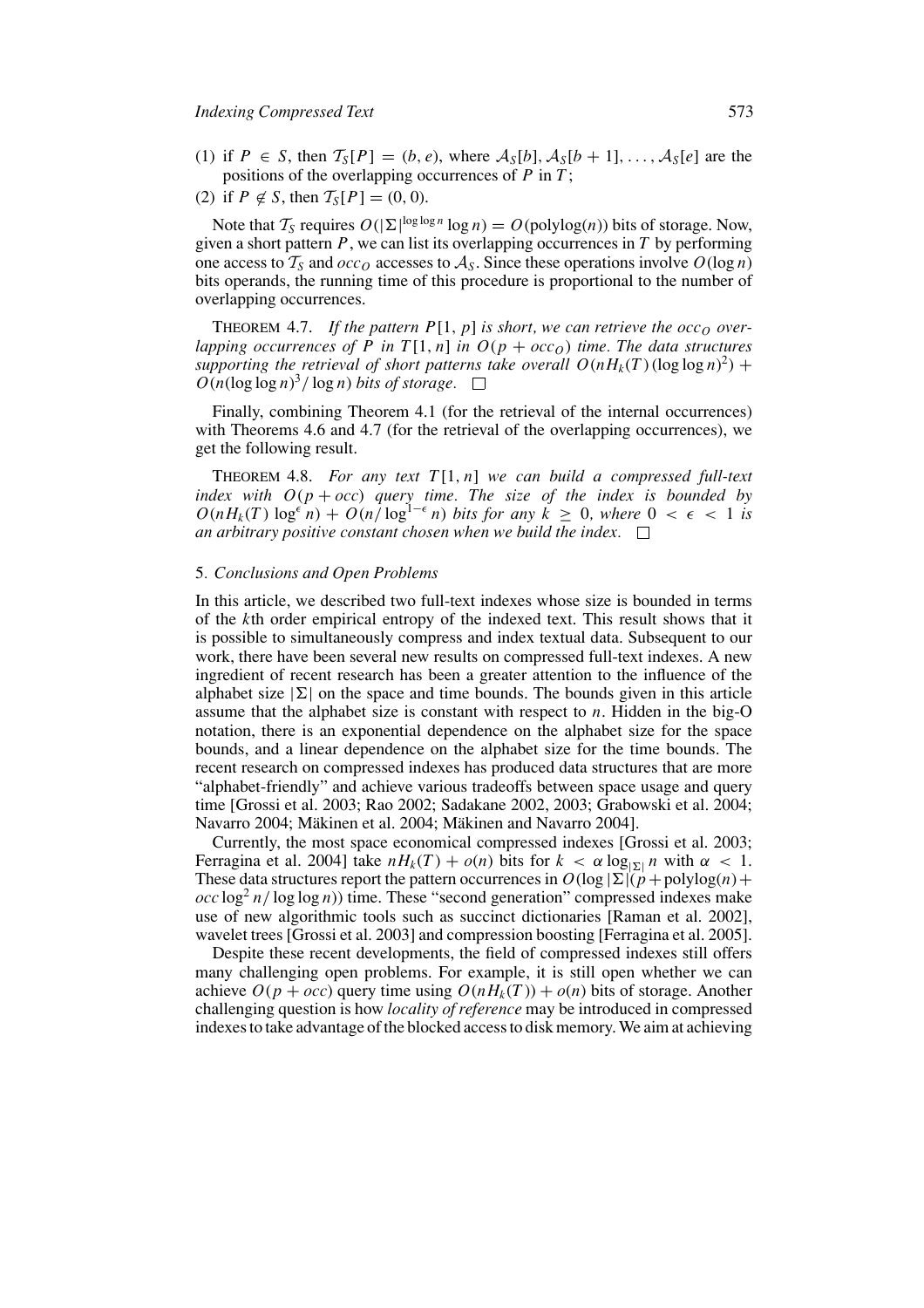(1) if $P \in S$, then $\mathcal{T}_S[P] = (b, e)$, where $\mathcal{A}_S[b], \mathcal{A}_S[b+1], \ldots, \mathcal{A}_S[e]$ are the positions of the overlapping occurrences of $P$ in $T$;

(2) if $P \notin S$, then $\mathcal{T}_S[P] = (0, 0)$.

Note that $\mathcal{T}_S$ requires $O(|\Sigma|^{\log \log n} \log n) = O(\text{polylog}(n))$ bits of storage. Now, given a short pattern $P$, we can list its overlapping occurrences in $T$ by performing one access to $\mathcal{T}_S$ and $occ_O$ accesses to $\mathcal{A}_S$. Since these operations involve $O(\log n)$ bits operands, the running time of this procedure is proportional to the number of overlapping occurrences.

THEOREM 4.7. *If the pattern $P[1, p]$ is short, we can retrieve the $occ_O$ overlapping occurrences of $P$ in $T[1, n]$ in $O(p + occ_O)$ time. The data structures supporting the retrieval of short patterns take overall $O(nH_k(T)(\log \log n)^2) + O(n(\log \log n)^3/\log n)$ bits of storage.* □

Finally, combining Theorem 4.1 (for the retrieval of the internal occurrences) with Theorems 4.6 and 4.7 (for the retrieval of the overlapping occurrences), we get the following result.

THEOREM 4.8. *For any text $T[1, n]$ we can build a compressed full-text index with $O(p + occ)$ query time. The size of the index is bounded by $O(nH_k(T) \log^{\epsilon} n) + O(n/\log^{1-\epsilon} n)$ bits for any $k \geq 0$, where $0 < \epsilon < 1$ is an arbitrary positive constant chosen when we build the index.* □

## 5. *Conclusions and Open Problems*

In this article, we described two full-text indexes whose size is bounded in terms of the $k$th order empirical entropy of the indexed text. This result shows that it is possible to simultaneously compress and index textual data. Subsequent to our work, there have been several new results on compressed full-text indexes. A new ingredient of recent research has been a greater attention to the influence of the alphabet size $|\Sigma|$ on the space and time bounds. The bounds given in this article assume that the alphabet size is constant with respect to $n$. Hidden in the big-O notation, there is an exponential dependence on the alphabet size for the space bounds, and a linear dependence on the alphabet size for the time bounds. The recent research on compressed indexes has produced data structures that are more "alphabet-friendly" and achieve various tradeoffs between space usage and query time [Grossi et al. 2003; Rao 2002; Sadakane 2002, 2003; Grabowski et al. 2004; Navarro 2004; Mäkinen et al. 2004; Mäkinen and Navarro 2004].

Currently, the most space economical compressed indexes [Grossi et al. 2003; Ferragina et al. 2004] take $nH_k(T) + o(n)$ bits for $k < \alpha \log_{|\Sigma|} n$ with $\alpha < 1$. These data structures report the pattern occurrences in $O(\log |\Sigma|(p + \text{polylog}(n) + occ \log^2 n/\log \log n))$ time. These "second generation" compressed indexes make use of new algorithmic tools such as succinct dictionaries [Raman et al. 2002], wavelet trees [Grossi et al. 2003] and compression boosting [Ferragina et al. 2005].

Despite these recent developments, the field of compressed indexes still offers many challenging open problems. For example, it is still open whether we can achieve $O(p + occ)$ query time using $O(nH_k(T)) + o(n)$ bits of storage. Another challenging question is how *locality of reference* may be introduced in compressed indexes to take advantage of the blocked access to disk memory. We aim at achieving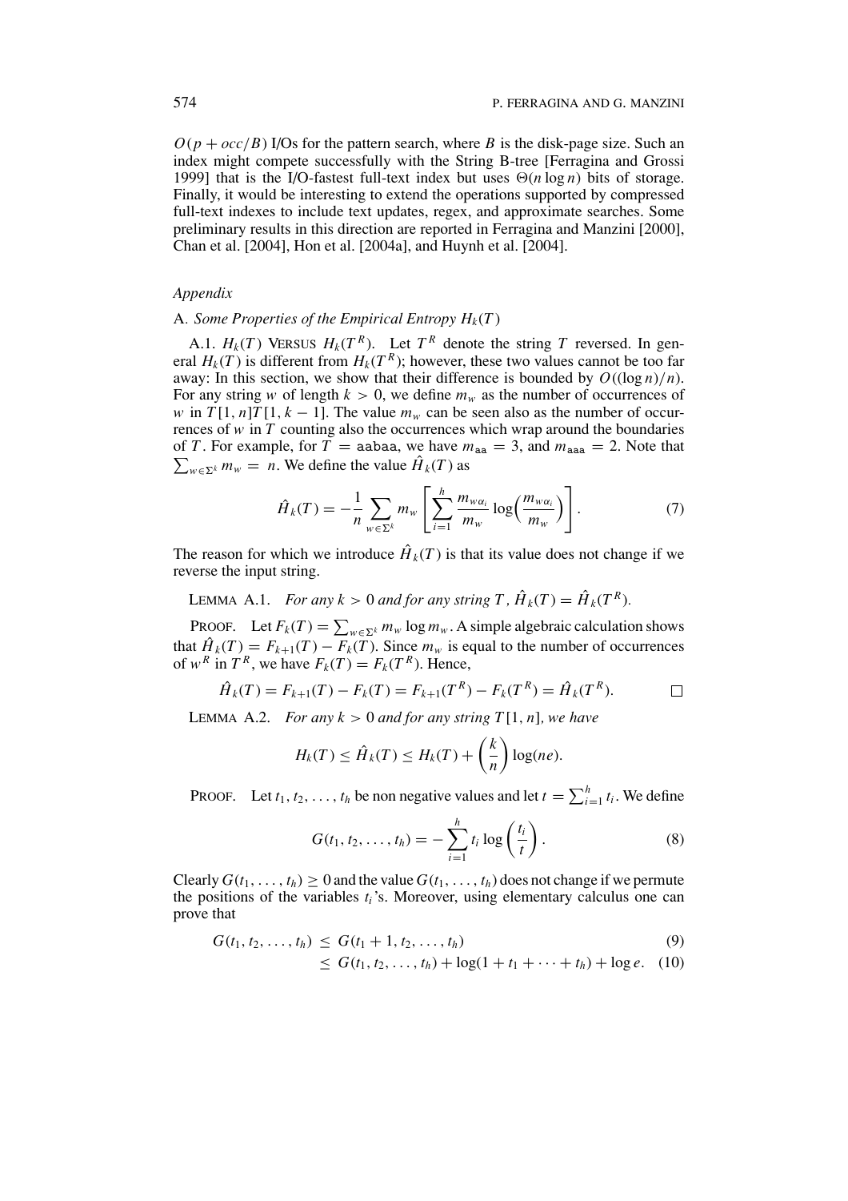$O(p + occ/B)$ I/Os for the pattern search, where $B$ is the disk-page size. Such an index might compete successfully with the String B-tree [Ferragina and Grossi 1999] that is the I/O-fastest full-text index but uses $\Theta(n \log n)$ bits of storage. Finally, it would be interesting to extend the operations supported by compressed full-text indexes to include text updates, regex, and approximate searches. Some preliminary results in this direction are reported in Ferragina and Manzini [2000], Chan et al. [2004], Hon et al. [2004a], and Huynh et al. [2004].

## *Appendix*

### A. *Some Properties of the Empirical Entropy $H_k(T)$*

A.1. $H_k(T)$ VERSUS $H_k(T^R)$. Let $T^R$ denote the string $T$ reversed. In general $H_k(T)$ is different from $H_k(T^R)$; however, these two values cannot be too far away: In this section, we show that their difference is bounded by $O((\log n)/n)$. For any string $w$ of length $k > 0$, we define $m_w$ as the number of occurrences of $w$ in $T[1,n]T[1,k-1]$. The value $m_w$ can be seen also as the number of occurrences of $w$ in $T$ counting also the occurrences which wrap around the boundaries of $T$. For example, for $T =$ aabaa, we have $m_{\texttt{aa}} = 3$, and $m_{\texttt{aaa}} = 2$. Note that $\sum_{w \in \Sigma^k} m_w = n$. We define the value $\hat{H}_k(T)$ as

$$\hat{H}_k(T) = -\frac{1}{n} \sum_{w \in \Sigma^k} m_w \left[ \sum_{i=1}^{h} \frac{m_{w\alpha_i}}{m_w} \log\left( \frac{m_{w\alpha_i}}{m_w} \right) \right]. \tag{7}$$

The reason for which we introduce $\hat{H}_k(T)$ is that its value does not change if we reverse the input string.

LEMMA A.1. *For any $k > 0$ and for any string $T$, $\hat{H}_k(T) = \hat{H}_k(T^R)$.*

PROOF. Let $F_k(T) = \sum_{w \in \Sigma^k} m_w \log m_w$. A simple algebraic calculation shows that $\hat{H}_k(T) = F_{k+1}(T) - F_k(T)$. Since $m_w$ is equal to the number of occurrences of $w^R$ in $T^R$, we have $F_k(T) = F_k(T^R)$. Hence,

$$\hat{H}_k(T) = F_{k+1}(T) - F_k(T) = F_{k+1}(T^R) - F_k(T^R) = \hat{H}_k(T^R). \qquad \square$$

LEMMA A.2. *For any $k > 0$ and for any string $T[1,n]$, we have*

$$H_k(T) \le \hat{H}_k(T) \le H_k(T) + \left(\frac{k}{n}\right) \log(ne).$$

PROOF. Let $t_1, t_2, \ldots, t_h$ be non negative values and let $t = \sum_{i=1}^{h} t_i$. We define

$$G(t_1, t_2, \ldots, t_h) = -\sum_{i=1}^{h} t_i \log\left(\frac{t_i}{t}\right). \tag{8}$$

Clearly $G(t_1, \ldots, t_h) \ge 0$ and the value $G(t_1, \ldots, t_h)$ does not change if we permute the positions of the variables $t_i$'s. Moreover, using elementary calculus one can prove that

$$G(t_1, t_2, \ldots, t_h) \le G(t_1 + 1, t_2, \ldots, t_h) \tag{9}$$

$$\le G(t_1, t_2, \ldots, t_h) + \log(1 + t_1 + \cdots + t_h) + \log e. \tag{10}$$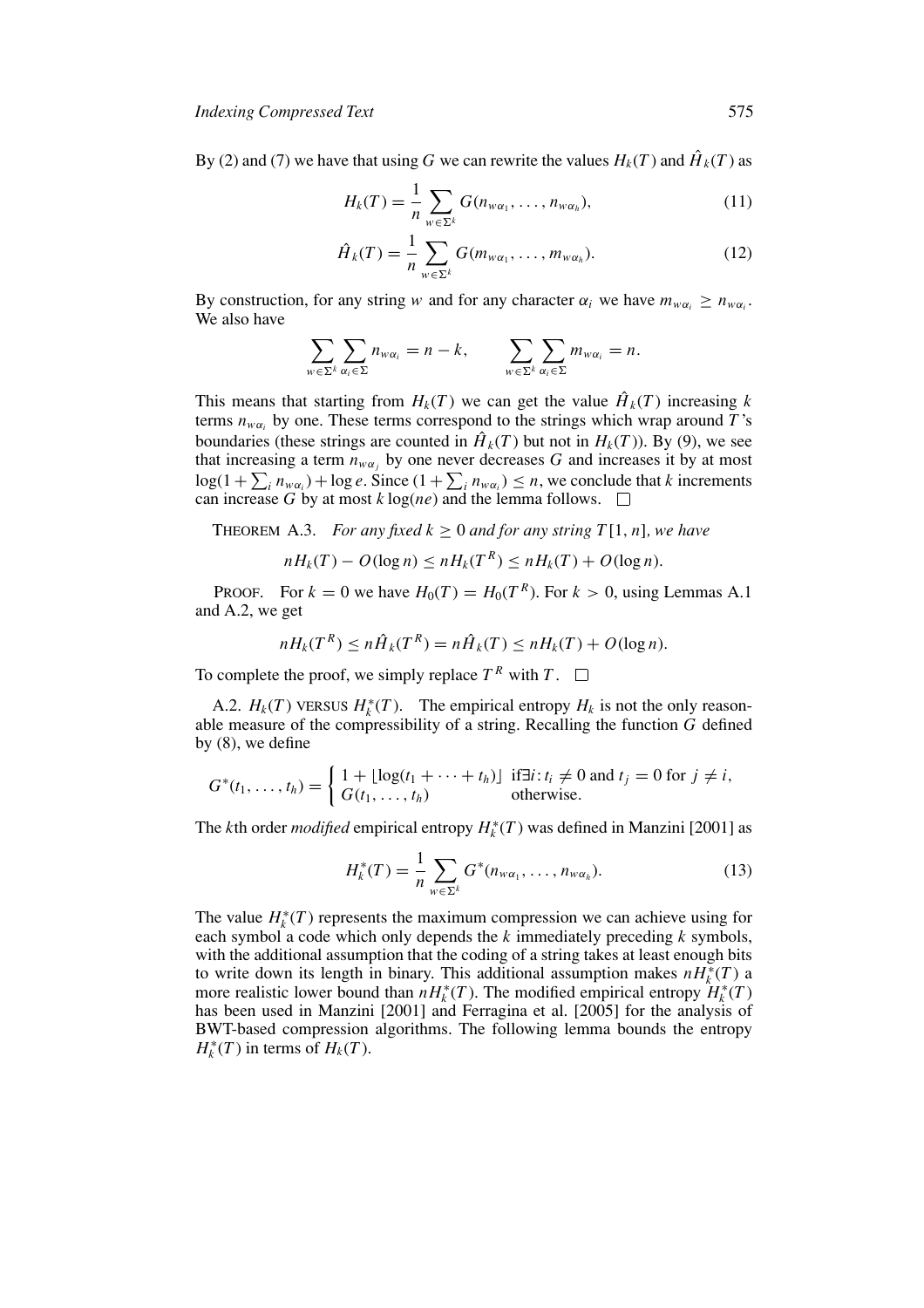By (2) and (7) we have that using $G$ we can rewrite the values $H_k(T)$ and $\hat{H}_k(T)$ as

$$H_k(T) = \frac{1}{n} \sum_{w \in \Sigma^k} G(n_{w\alpha_1}, \ldots, n_{w\alpha_h}), \tag{11}$$

$$\hat{H}_k(T) = \frac{1}{n} \sum_{w \in \Sigma^k} G(m_{w\alpha_1}, \ldots, m_{w\alpha_h}). \tag{12}$$

By construction, for any string $w$ and for any character $\alpha_i$ we have $m_{w\alpha_i} \geq n_{w\alpha_i}$. We also have

$$\sum_{w \in \Sigma^k} \sum_{\alpha_i \in \Sigma} n_{w\alpha_i} = n - k, \qquad \sum_{w \in \Sigma^k} \sum_{\alpha_i \in \Sigma} m_{w\alpha_i} = n.$$

This means that starting from $H_k(T)$ we can get the value $\hat{H}_k(T)$ increasing $k$ terms $n_{w\alpha_i}$ by one. These terms correspond to the strings which wrap around $T$'s boundaries (these strings are counted in $\hat{H}_k(T)$ but not in $H_k(T)$). By (9), we see that increasing a term $n_{w\alpha_j}$ by one never decreases $G$ and increases it by at most $\log(1 + \sum_i n_{w\alpha_i}) + \log e$. Since $(1 + \sum_i n_{w\alpha_i}) \leq n$, we conclude that $k$ increments can increase $G$ by at most $k \log(ne)$ and the lemma follows. $\square$

THEOREM A.3. *For any fixed $k \geq 0$ and for any string $T[1, n]$, we have*

$$nH_k(T) - O(\log n) \leq nH_k(T^R) \leq nH_k(T) + O(\log n).$$

PROOF. For $k = 0$ we have $H_0(T) = H_0(T^R)$. For $k > 0$, using Lemmas A.1 and A.2, we get

$$nH_k(T^R) \leq n\hat{H}_k(T^R) = n\hat{H}_k(T) \leq nH_k(T) + O(\log n).$$

To complete the proof, we simply replace $T^R$ with $T$. $\square$

A.2. $H_k(T)$ VERSUS $H_k^*(T)$. The empirical entropy $H_k$ is not the only reasonable measure of the compressibility of a string. Recalling the function $G$ defined by (8), we define

$$G^*(t_1, \ldots, t_h) = \begin{cases} 1 + \lfloor \log(t_1 + \cdots + t_h) \rfloor & \text{if} \exists i : t_i \neq 0 \text{ and } t_j = 0 \text{ for } j \neq i, \\ G(t_1, \ldots, t_h) & \text{otherwise.} \end{cases}$$

The $k$th order *modified* empirical entropy $H_k^*(T)$ was defined in Manzini [2001] as

$$H_k^*(T) = \frac{1}{n} \sum_{w \in \Sigma^k} G^*(n_{w\alpha_1}, \ldots, n_{w\alpha_h}). \tag{13}$$

The value $H_k^*(T)$ represents the maximum compression we can achieve using for each symbol a code which only depends the $k$ immediately preceding $k$ symbols, with the additional assumption that the coding of a string takes at least enough bits to write down its length in binary. This additional assumption makes $nH_k^*(T)$ a more realistic lower bound than $nH_k^*(T)$. The modified empirical entropy $H_k^*(T)$ has been used in Manzini [2001] and Ferragina et al. [2005] for the analysis of BWT-based compression algorithms. The following lemma bounds the entropy $H_k^*(T)$ in terms of $H_k(T)$.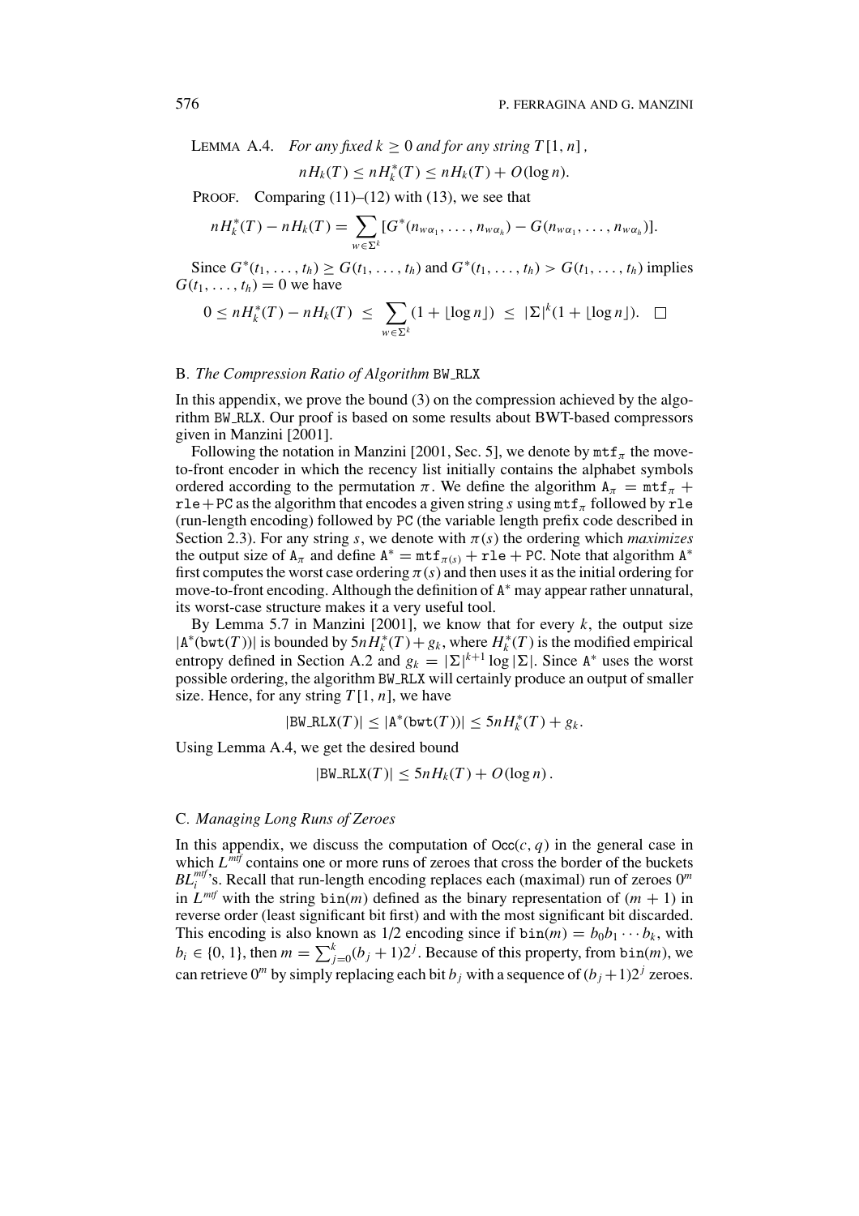LEMMA A.4. *For any fixed $k \geq 0$ and for any string $T[1, n]$,*

$$nH_k(T) \leq nH_k^*(T) \leq nH_k(T) + O(\log n).$$

PROOF. Comparing (11)–(12) with (13), we see that

$$nH_k^*(T) - nH_k(T) = \sum_{w \in \Sigma^k} [G^*(n_{w\alpha_1}, \ldots, n_{w\alpha_h}) - G(n_{w\alpha_1}, \ldots, n_{w\alpha_h})].$$

Since $G^*(t_1, \ldots, t_h) \geq G(t_1, \ldots, t_h)$ and $G^*(t_1, \ldots, t_h) > G(t_1, \ldots, t_h)$ implies $G(t_1, \ldots, t_h) = 0$ we have

$$0 \leq nH_k^*(T) - nH_k(T) \; \leq \; \sum_{w \in \Sigma^k} (1 + \lfloor \log n \rfloor) \; \leq \; |\Sigma|^k (1 + \lfloor \log n \rfloor). \quad \square$$

## B. *The Compression Ratio of Algorithm* BW_RLX

In this appendix, we prove the bound (3) on the compression achieved by the algorithm BW_RLX. Our proof is based on some results about BWT-based compressors given in Manzini [2001].

Following the notation in Manzini [2001, Sec. 5], we denote by $\mathtt{mtf}_\pi$ the move-to-front encoder in which the recency list initially contains the alphabet symbols ordered according to the permutation $\pi$. We define the algorithm $\mathtt{A}_\pi = \mathtt{mtf}_\pi + \mathtt{rle} + \mathtt{PC}$ as the algorithm that encodes a given string $s$ using $\mathtt{mtf}_\pi$ followed by rle (run-length encoding) followed by PC (the variable length prefix code described in Section 2.3). For any string $s$, we denote with $\pi(s)$ the ordering which *maximizes* the output size of $\mathtt{A}_\pi$ and define $\mathtt{A}^* = \mathtt{mtf}_{\pi(s)} + \mathtt{rle} + \mathtt{PC}$. Note that algorithm $\mathtt{A}^*$ first computes the worst case ordering $\pi(s)$ and then uses it as the initial ordering for move-to-front encoding. Although the definition of $\mathtt{A}^*$ may appear rather unnatural, its worst-case structure makes it a very useful tool.

By Lemma 5.7 in Manzini [2001], we know that for every $k$, the output size $|\mathtt{A}^*(\mathtt{bwt}(T))|$ is bounded by $5nH_k^*(T) + g_k$, where $H_k^*(T)$ is the modified empirical entropy defined in Section A.2 and $g_k = |\Sigma|^{k+1} \log |\Sigma|$. Since $\mathtt{A}^*$ uses the worst possible ordering, the algorithm BW_RLX will certainly produce an output of smaller size. Hence, for any string $T[1, n]$, we have

$$|\mathtt{BW\_RLX}(T)| \leq |\mathtt{A}^*(\mathtt{bwt}(T))| \leq 5nH_k^*(T) + g_k.$$

Using Lemma A.4, we get the desired bound

$$|\mathtt{BW\_RLX}(T)| \leq 5nH_k(T) + O(\log n).$$

## C. *Managing Long Runs of Zeroes*

In this appendix, we discuss the computation of $\mathtt{Occ}(c, q)$ in the general case in which $L^{mtf}$ contains one or more runs of zeroes that cross the border of the buckets $BL_i^{mtf}$'s. Recall that run-length encoding replaces each (maximal) run of zeroes $0^m$ in $L^{mtf}$ with the string $\mathtt{bin}(m)$ defined as the binary representation of $(m+1)$ in reverse order (least significant bit first) and with the most significant bit discarded. This encoding is also known as 1/2 encoding since if $\mathtt{bin}(m) = b_0 b_1 \cdots b_k$, with $b_i \in \{0, 1\}$, then $m = \sum_{j=0}^{k} (b_j + 1) 2^j$. Because of this property, from $\mathtt{bin}(m)$, we can retrieve $0^m$ by simply replacing each bit $b_j$ with a sequence of $(b_j + 1)2^j$ zeroes.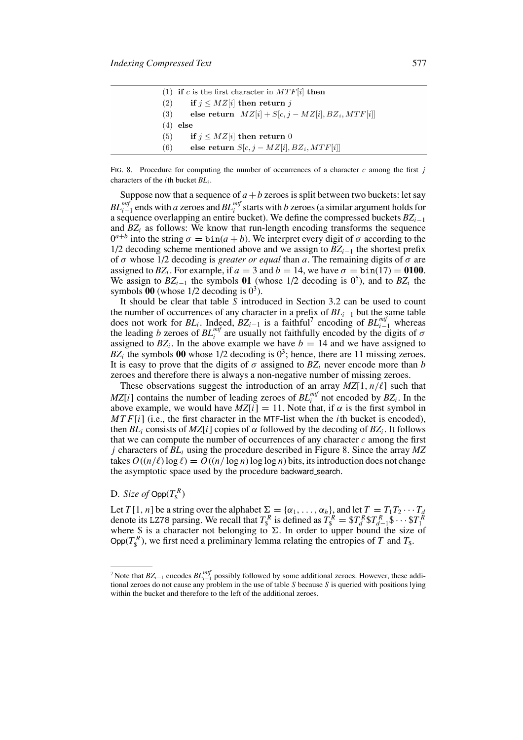```
(1) if c is the first character in MTF[i] then
(2)     if j ≤ MZ[i] then return j
(3)     else return  MZ[i] + S[c, j − MZ[i], BZ_i, MTF[i]]
(4) else
(5)     if j ≤ MZ[i] then return 0
(6)     else return S[c, j − MZ[i], BZ_i, MTF[i]]
```

FIG. 8. Procedure for computing the number of occurrences of a character $c$ among the first $j$ characters of the $i$th bucket $BL_i$.

Suppose now that a sequence of $a+b$ zeroes is split between two buckets: let say $BL_{i-1}^{mtf}$ ends with $a$ zeroes and $BL_i^{mtf}$ starts with $b$ zeroes (a similar argument holds for a sequence overlapping an entire bucket). We define the compressed buckets $BZ_{i-1}$ and $BZ_i$ as follows: We know that run-length encoding transforms the sequence $0^{a+b}$ into the string $\sigma = \mathtt{bin}(a+b)$. We interpret every digit of $\sigma$ according to the 1/2 decoding scheme mentioned above and we assign to $BZ_{i-1}$ the shortest prefix of $\sigma$ whose 1/2 decoding is *greater or equal* than $a$. The remaining digits of $\sigma$ are assigned to $BZ_i$. For example, if $a = 3$ and $b = 14$, we have $\sigma = \mathtt{bin}(17) = \mathbf{0100}$. We assign to $BZ_{i-1}$ the symbols **01** (whose 1/2 decoding is $0^5$), and to $BZ_i$ the symbols **00** (whose 1/2 decoding is $0^3$).

It should be clear that table $S$ introduced in Section 3.2 can be used to count the number of occurrences of any character in a prefix of $BL_{i-1}$ but the same table does not work for $BL_i$. Indeed, $BZ_{i-1}$ is a faithful[7] encoding of $BL_{i-1}^{mtf}$ whereas the leading $b$ zeroes of $BL_i^{mtf}$ are usually not faithfully encoded by the digits of $\sigma$ assigned to $BZ_i$. In the above example we have $b = 14$ and we have assigned to $BZ_i$ the symbols **00** whose 1/2 decoding is $0^3$; hence, there are 11 missing zeroes. It is easy to prove that the digits of $\sigma$ assigned to $BZ_i$ never encode more than $b$ zeroes and therefore there is always a non-negative number of missing zeroes.

These observations suggest the introduction of an array $MZ[1, n/\ell]$ such that $MZ[i]$ contains the number of leading zeroes of $BL_i^{mtf}$ not encoded by $BZ_i$. In the above example, we would have $MZ[i] = 11$. Note that, if $\alpha$ is the first symbol in $MTF[i]$ (i.e., the first character in the MTF-list when the $i$th bucket is encoded), then $BL_i$ consists of $MZ[i]$ copies of $\alpha$ followed by the decoding of $BZ_i$. It follows that we can compute the number of occurrences of any character $c$ among the first $j$ characters of $BL_i$ using the procedure described in Figure 8. Since the array $MZ$ takes $O((n/\ell)\log \ell) = O((n/\log n)\log\log n)$ bits, its introduction does not change the asymptotic space used by the procedure backward_search.

### D. *Size of* $\mathsf{Opp}(T_\$^R)$

Let $T[1, n]$ be a string over the alphabet $\Sigma = \{\alpha_1, \ldots, \alpha_h\}$, and let $T = T_1 T_2 \cdots T_d$ denote its LZ78 parsing. We recall that $T_\$^R$ is defined as $T_\$^R = \$T_d^R\$T_{d-1}^R\$\cdots\$T_1^R$ where \$ is a character not belonging to $\Sigma$. In order to upper bound the size of $\mathsf{Opp}(T_\$^R)$, we first need a preliminary lemma relating the entropies of $T$ and $T_\$$.

---

[7] Note that $BZ_{i-1}$ encodes $BL_{i-1}^{mtf}$ possibly followed by some additional zeroes. However, these additional zeroes do not cause any problem in the use of table $S$ because $S$ is queried with positions lying within the bucket and therefore to the left of the additional zeroes.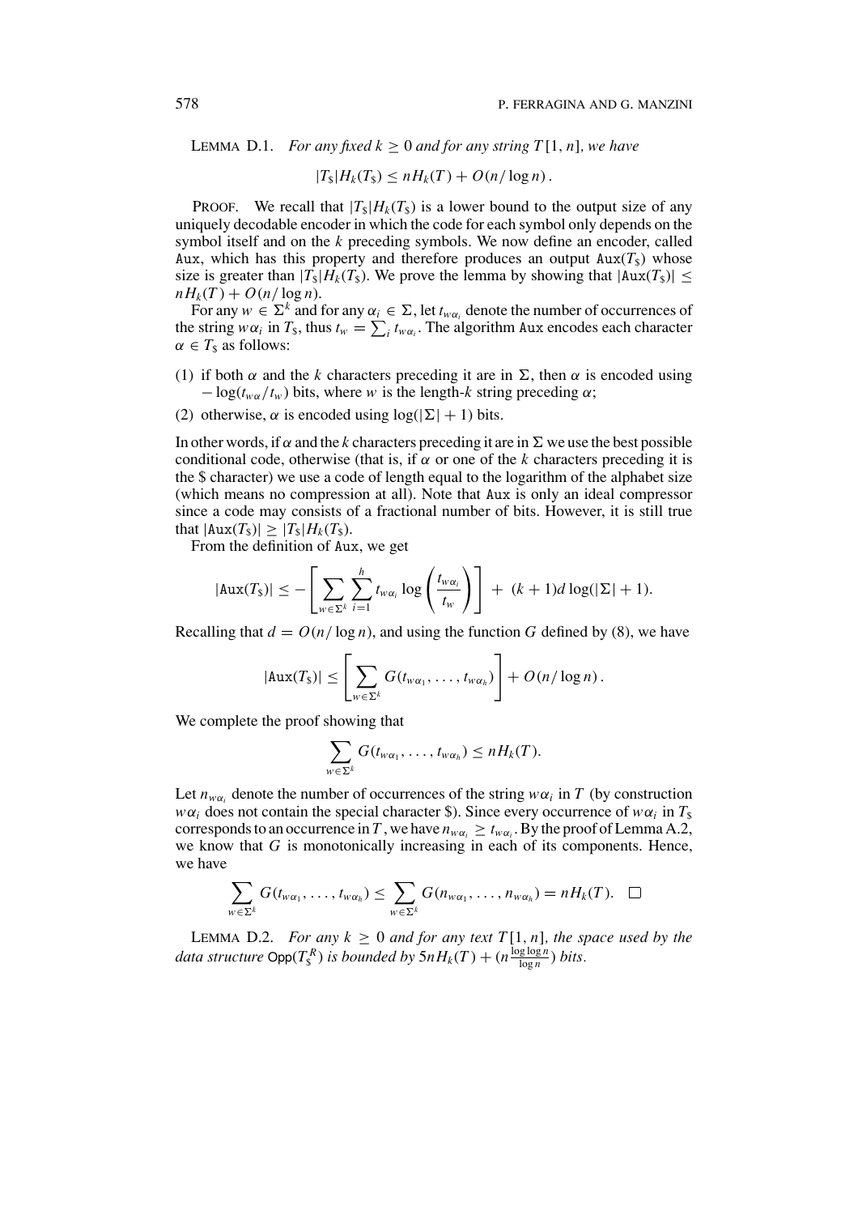LEMMA D.1. *For any fixed $k \geq 0$ and for any string $T[1, n]$, we have*

$$|T_\$|H_k(T_\$) \leq nH_k(T) + O(n/\log n).$$

PROOF. We recall that $|T_\$|H_k(T_\$)$ is a lower bound to the output size of any uniquely decodable encoder in which the code for each symbol only depends on the symbol itself and on the $k$ preceding symbols. We now define an encoder, called Aux, which has this property and therefore produces an output $\texttt{Aux}(T_\$)$ whose size is greater than $|T_\$|H_k(T_\$)$. We prove the lemma by showing that $|\texttt{Aux}(T_\$)| \leq nH_k(T) + O(n/\log n)$.

For any $w \in \Sigma^k$ and for any $\alpha_i \in \Sigma$, let $t_{w\alpha_i}$ denote the number of occurrences of the string $w\alpha_i$ in $T_\$$, thus $t_w = \sum_i t_{w\alpha_i}$. The algorithm Aux encodes each character $\alpha \in T_\$$ as follows:

(1) if both $\alpha$ and the $k$ characters preceding it are in $\Sigma$, then $\alpha$ is encoded using $-\log(t_{w\alpha}/t_w)$ bits, where $w$ is the length-$k$ string preceding $\alpha$;
(2) otherwise, $\alpha$ is encoded using $\log(|\Sigma| + 1)$ bits.

In other words, if $\alpha$ and the $k$ characters preceding it are in $\Sigma$ we use the best possible conditional code, otherwise (that is, if $\alpha$ or one of the $k$ characters preceding it is the \$ character) we use a code of length equal to the logarithm of the alphabet size (which means no compression at all). Note that Aux is only an ideal compressor since a code may consists of a fractional number of bits. However, it is still true that $|\texttt{Aux}(T_\$)| \geq |T_\$|H_k(T_\$)$.

From the definition of Aux, we get

$$|\texttt{Aux}(T_\$)| \leq -\left[\sum_{w\in\Sigma^k}\sum_{i=1}^{h} t_{w\alpha_i}\log\left(\frac{t_{w\alpha_i}}{t_w}\right)\right] + (k+1)d\log(|\Sigma|+1).$$

Recalling that $d = O(n/\log n)$, and using the function $G$ defined by (8), we have

$$|\texttt{Aux}(T_\$)| \leq \left[\sum_{w\in\Sigma^k} G(t_{w\alpha_1}, \ldots, t_{w\alpha_h})\right] + O(n/\log n).$$

We complete the proof showing that

$$\sum_{w\in\Sigma^k} G(t_{w\alpha_1}, \ldots, t_{w\alpha_h}) \leq nH_k(T).$$

Let $n_{w\alpha_i}$ denote the number of occurrences of the string $w\alpha_i$ in $T$ (by construction $w\alpha_i$ does not contain the special character \$). Since every occurrence of $w\alpha_i$ in $T_\$$ corresponds to an occurrence in $T$, we have $n_{w\alpha_i} \geq t_{w\alpha_i}$. By the proof of Lemma A.2, we know that $G$ is monotonically increasing in each of its components. Hence, we have

$$\sum_{w\in\Sigma^k} G(t_{w\alpha_1}, \ldots, t_{w\alpha_h}) \leq \sum_{w\in\Sigma^k} G(n_{w\alpha_1}, \ldots, n_{w\alpha_h}) = nH_k(T). \quad \square$$

LEMMA D.2. *For any $k \geq 0$ and for any text $T[1, n]$, the space used by the data structure $\mathsf{Opp}(T_\$^R)$ is bounded by $5nH_k(T) + (n\frac{\log\log n}{\log n})$ bits.*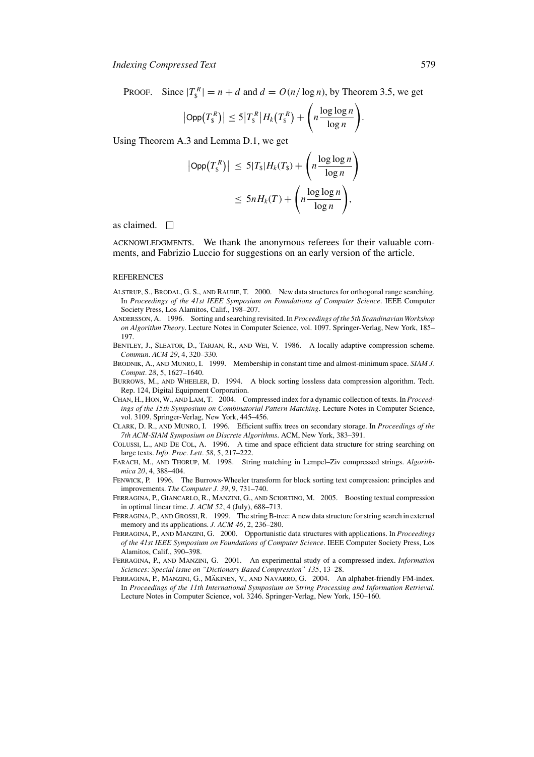PROOF. Since $|T_\$^R| = n + d$ and $d = O(n/\log n)$, by Theorem 3.5, we get

$$\left|\mathsf{Opp}\left(T_\$^R\right)\right| \leq 5\left|T_\$^R\right| H_k\left(T_\$^R\right) + \left(n \frac{\log\log n}{\log n}\right).$$

Using Theorem A.3 and Lemma D.1, we get

$$\begin{aligned}
\left|\mathsf{Opp}\left(T_\$^R\right)\right| &\leq 5|T_\$| H_k(T_\$) + \left(n \frac{\log\log n}{\log n}\right) \\
&\leq 5n H_k(T) + \left(n \frac{\log\log n}{\log n}\right),
\end{aligned}$$

as claimed. □

ACKNOWLEDGMENTS. We thank the anonymous referees for their valuable comments, and Fabrizio Luccio for suggestions on an early version of the article.

## REFERENCES

ALSTRUP, S., BRODAL, G. S., AND RAUHE, T. 2000. New data structures for orthogonal range searching. In *Proceedings of the 41st IEEE Symposium on Foundations of Computer Science*. IEEE Computer Society Press, Los Alamitos, Calif., 198–207.

ANDERSSON, A. 1996. Sorting and searching revisited. In *Proceedings of the 5th Scandinavian Workshop on Algorithm Theory*. Lecture Notes in Computer Science, vol. 1097. Springer-Verlag, New York, 185–197.

BENTLEY, J., SLEATOR, D., TARJAN, R., AND WEI, V. 1986. A locally adaptive compression scheme. *Commun. ACM 29*, 4, 320–330.

BRODNIK, A., AND MUNRO, I. 1999. Membership in constant time and almost-minimum space. *SIAM J. Comput. 28*, 5, 1627–1640.

BURROWS, M., AND WHEELER, D. 1994. A block sorting lossless data compression algorithm. Tech. Rep. 124, Digital Equipment Corporation.

CHAN, H., HON, W., AND LAM, T. 2004. Compressed index for a dynamic collection of texts. In *Proceedings of the 15th Symposium on Combinatorial Pattern Matching*. Lecture Notes in Computer Science, vol. 3109. Springer-Verlag, New York, 445–456.

CLARK, D. R., AND MUNRO, I. 1996. Efficient suffix trees on secondary storage. In *Proceedings of the 7th ACM-SIAM Symposium on Discrete Algorithms*. ACM, New York, 383–391.

COLUSSI, L., AND DE COL, A. 1996. A time and space efficient data structure for string searching on large texts. *Info. Proc. Lett. 58*, 5, 217–222.

FARACH, M., AND THORUP, M. 1998. String matching in Lempel–Ziv compressed strings. *Algorithmica 20*, 4, 388–404.

FENWICK, P. 1996. The Burrows-Wheeler transform for block sorting text compression: principles and improvements. *The Computer J. 39*, 9, 731–740.

FERRAGINA, P., GIANCARLO, R., MANZINI, G., AND SCIORTINO, M. 2005. Boosting textual compression in optimal linear time. *J. ACM 52*, 4 (July), 688–713.

FERRAGINA, P., AND GROSSI, R. 1999. The string B-tree: A new data structure for string search in external memory and its applications. *J. ACM 46*, 2, 236–280.

FERRAGINA, P., AND MANZINI, G. 2000. Opportunistic data structures with applications. In *Proceedings of the 41st IEEE Symposium on Foundations of Computer Science*. IEEE Computer Society Press, Los Alamitos, Calif., 390–398.

FERRAGINA, P., AND MANZINI, G. 2001. An experimental study of a compressed index. *Information Sciences: Special issue on "Dictionary Based Compression" 135*, 13–28.

FERRAGINA, P., MANZINI, G., MÄKINEN, V., AND NAVARRO, G. 2004. An alphabet-friendly FM-index. In *Proceedings of the 11th International Symposium on String Processing and Information Retrieval*. Lecture Notes in Computer Science, vol. 3246. Springer-Verlag, New York, 150–160.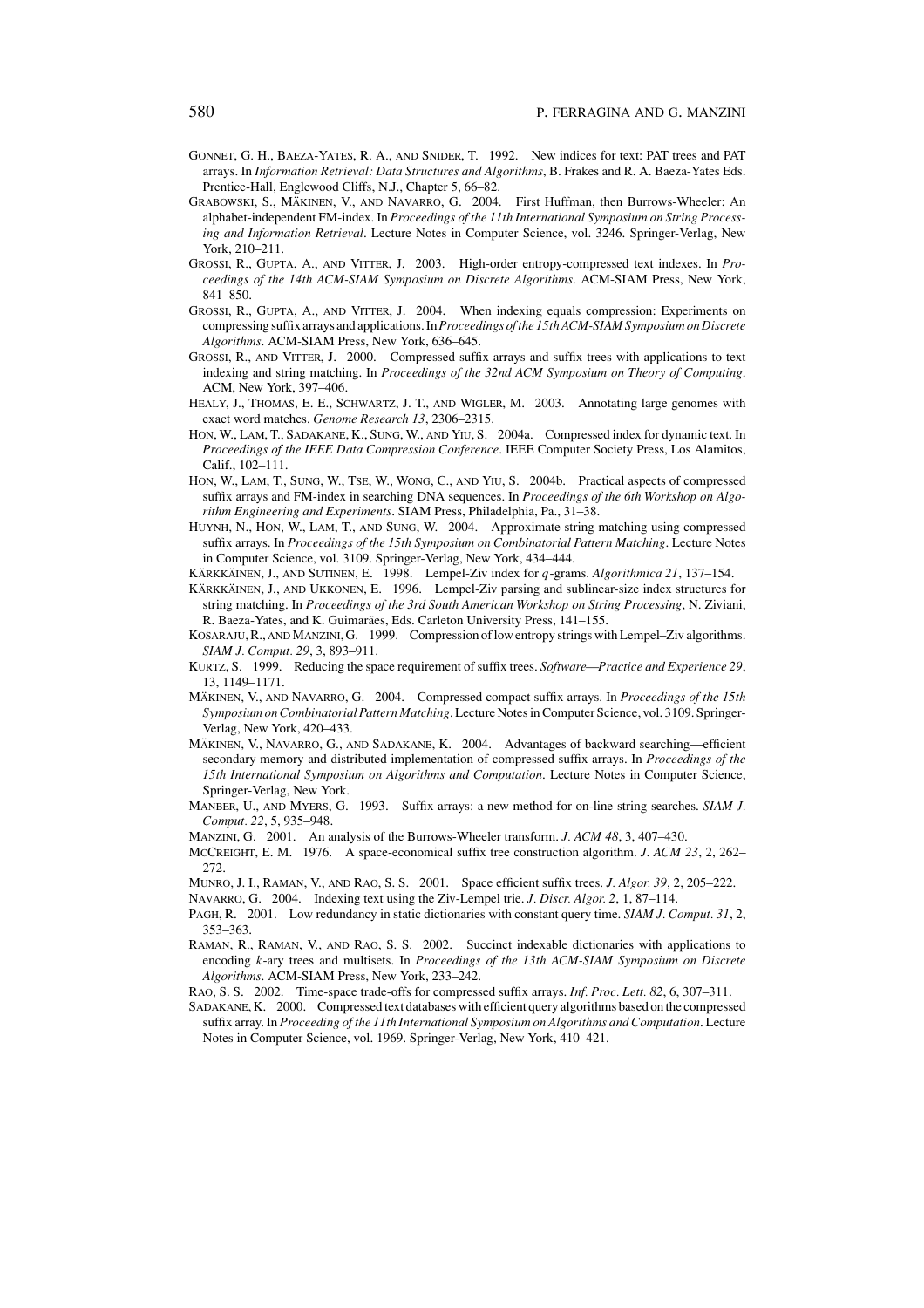GONNET, G. H., BAEZA-YATES, R. A., AND SNIDER, T. 1992. New indices for text: PAT trees and PAT arrays. In *Information Retrieval: Data Structures and Algorithms*, B. Frakes and R. A. Baeza-Yates Eds. Prentice-Hall, Englewood Cliffs, N.J., Chapter 5, 66–82.

GRABOWSKI, S., MÄKINEN, V., AND NAVARRO, G. 2004. First Huffman, then Burrows-Wheeler: An alphabet-independent FM-index. In *Proceedings of the 11th International Symposium on String Processing and Information Retrieval*. Lecture Notes in Computer Science, vol. 3246. Springer-Verlag, New York, 210–211.

GROSSI, R., GUPTA, A., AND VITTER, J. 2003. High-order entropy-compressed text indexes. In *Proceedings of the 14th ACM-SIAM Symposium on Discrete Algorithms*. ACM-SIAM Press, New York, 841–850.

GROSSI, R., GUPTA, A., AND VITTER, J. 2004. When indexing equals compression: Experiments on compressing suffix arrays and applications. In *Proceedings of the 15th ACM-SIAM Symposium on Discrete Algorithms*. ACM-SIAM Press, New York, 636–645.

GROSSI, R., AND VITTER, J. 2000. Compressed suffix arrays and suffix trees with applications to text indexing and string matching. In *Proceedings of the 32nd ACM Symposium on Theory of Computing*. ACM, New York, 397–406.

HEALY, J., THOMAS, E. E., SCHWARTZ, J. T., AND WIGLER, M. 2003. Annotating large genomes with exact word matches. *Genome Research 13*, 2306–2315.

HON, W., LAM, T., SADAKANE, K., SUNG, W., AND YIU, S. 2004a. Compressed index for dynamic text. In *Proceedings of the IEEE Data Compression Conference*. IEEE Computer Society Press, Los Alamitos, Calif., 102–111.

HON, W., LAM, T., SUNG, W., TSE, W., WONG, C., AND YIU, S. 2004b. Practical aspects of compressed suffix arrays and FM-index in searching DNA sequences. In *Proceedings of the 6th Workshop on Algorithm Engineering and Experiments*. SIAM Press, Philadelphia, Pa., 31–38.

HUYNH, N., HON, W., LAM, T., AND SUNG, W. 2004. Approximate string matching using compressed suffix arrays. In *Proceedings of the 15th Symposium on Combinatorial Pattern Matching*. Lecture Notes in Computer Science, vol. 3109. Springer-Verlag, New York, 434–444.

KÄRKKÄINEN, J., AND SUTINEN, E. 1998. Lempel-Ziv index for $q$-grams. *Algorithmica 21*, 137–154.

KÄRKKÄINEN, J., AND UKKONEN, E. 1996. Lempel-Ziv parsing and sublinear-size index structures for string matching. In *Proceedings of the 3rd South American Workshop on String Processing*, N. Ziviani, R. Baeza-Yates, and K. Guimarães, Eds. Carleton University Press, 141–155.

KOSARAJU, R., AND MANZINI, G. 1999. Compression of low entropy strings with Lempel–Ziv algorithms. *SIAM J. Comput. 29*, 3, 893–911.

KURTZ, S. 1999. Reducing the space requirement of suffix trees. *Software—Practice and Experience 29*, 13, 1149–1171.

MÄKINEN, V., AND NAVARRO, G. 2004. Compressed compact suffix arrays. In *Proceedings of the 15th Symposium on Combinatorial Pattern Matching*. Lecture Notes in Computer Science, vol. 3109. Springer-Verlag, New York, 420–433.

MÄKINEN, V., NAVARRO, G., AND SADAKANE, K. 2004. Advantages of backward searching—efficient secondary memory and distributed implementation of compressed suffix arrays. In *Proceedings of the 15th International Symposium on Algorithms and Computation*. Lecture Notes in Computer Science, Springer-Verlag, New York.

MANBER, U., AND MYERS, G. 1993. Suffix arrays: a new method for on-line string searches. *SIAM J. Comput. 22*, 5, 935–948.

MANZINI, G. 2001. An analysis of the Burrows-Wheeler transform. *J. ACM 48*, 3, 407–430.

MCCREIGHT, E. M. 1976. A space-economical suffix tree construction algorithm. *J. ACM 23*, 2, 262–272.

MUNRO, J. I., RAMAN, V., AND RAO, S. S. 2001. Space efficient suffix trees. *J. Algor. 39*, 2, 205–222.

NAVARRO, G. 2004. Indexing text using the Ziv-Lempel trie. *J. Discr. Algor. 2*, 1, 87–114.

PAGH, R. 2001. Low redundancy in static dictionaries with constant query time. *SIAM J. Comput. 31*, 2, 353–363.

RAMAN, R., RAMAN, V., AND RAO, S. S. 2002. Succinct indexable dictionaries with applications to encoding $k$-ary trees and multisets. In *Proceedings of the 13th ACM-SIAM Symposium on Discrete Algorithms*. ACM-SIAM Press, New York, 233–242.

RAO, S. S. 2002. Time-space trade-offs for compressed suffix arrays. *Inf. Proc. Lett. 82*, 6, 307–311.

SADAKANE, K. 2000. Compressed text databases with efficient query algorithms based on the compressed suffix array. In *Proceeding of the 11th International Symposium on Algorithms and Computation*. Lecture Notes in Computer Science, vol. 1969. Springer-Verlag, New York, 410–421.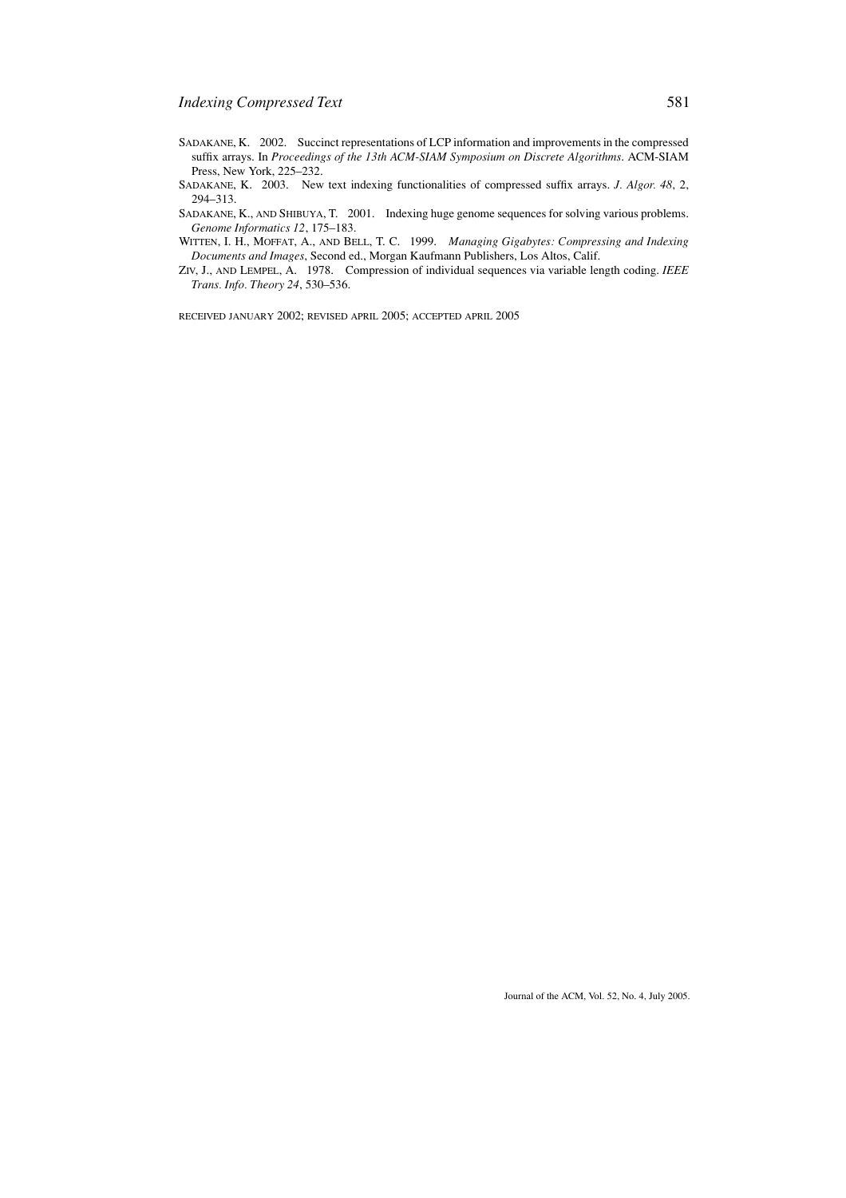SADAKANE, K. 2002. Succinct representations of LCP information and improvements in the compressed suffix arrays. In *Proceedings of the 13th ACM-SIAM Symposium on Discrete Algorithms*. ACM-SIAM Press, New York, 225–232.

SADAKANE, K. 2003. New text indexing functionalities of compressed suffix arrays. *J. Algor. 48*, 2, 294–313.

SADAKANE, K., AND SHIBUYA, T. 2001. Indexing huge genome sequences for solving various problems. *Genome Informatics 12*, 175–183.

WITTEN, I. H., MOFFAT, A., AND BELL, T. C. 1999. *Managing Gigabytes: Compressing and Indexing Documents and Images*, Second ed., Morgan Kaufmann Publishers, Los Altos, Calif.

ZIV, J., AND LEMPEL, A. 1978. Compression of individual sequences via variable length coding. *IEEE Trans. Info. Theory 24*, 530–536.

RECEIVED JANUARY 2002; REVISED APRIL 2005; ACCEPTED APRIL 2005